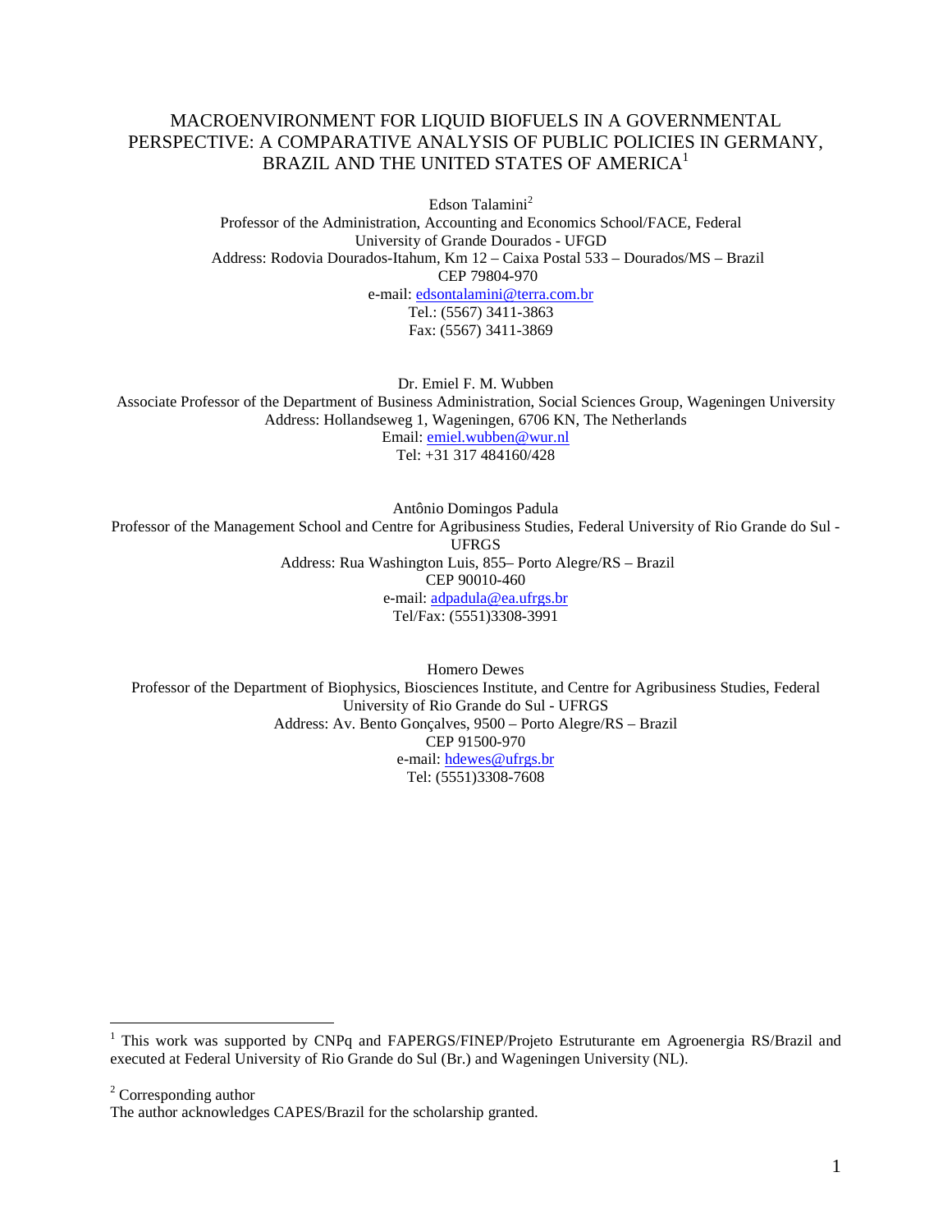# MACROENVIRONMENT FOR LIQUID BIOFUELS IN A GOVERNMENTAL PERSPECTIVE: A COMPARATIVE ANALYSIS OF PUBLIC POLICIES IN GERMANY, BRAZIL AND THE UNITED STATES OF AMERICA[1]

Edson Talamini[2]
Professor of the Administration, Accounting and Economics School/FACE, Federal University of Grande Dourados - UFGD
Address: Rodovia Dourados-Itahum, Km 12 – Caixa Postal 533 – Dourados/MS – Brazil
CEP 79804-970
e-mail: edsontalamini@terra.com.br
Tel.: (5567) 3411-3863
Fax: (5567) 3411-3869

Dr. Emiel F. M. Wubben
Associate Professor of the Department of Business Administration, Social Sciences Group, Wageningen University
Address: Hollandseweg 1, Wageningen, 6706 KN, The Netherlands
Email: emiel.wubben@wur.nl
Tel: +31 317 484160/428

Antônio Domingos Padula
Professor of the Management School and Centre for Agribusiness Studies, Federal University of Rio Grande do Sul - UFRGS
Address: Rua Washington Luis, 855– Porto Alegre/RS – Brazil
CEP 90010-460
e-mail: adpadula@ea.ufrgs.br
Tel/Fax: (5551)3308-3991

Homero Dewes
Professor of the Department of Biophysics, Biosciences Institute, and Centre for Agribusiness Studies, Federal University of Rio Grande do Sul - UFRGS
Address: Av. Bento Gonçalves, 9500 – Porto Alegre/RS – Brazil
CEP 91500-970
e-mail: hdewes@ufrgs.br
Tel: (5551)3308-7608

---

[1] This work was supported by CNPq and FAPERGS/FINEP/Projeto Estruturante em Agroenergia RS/Brazil and executed at Federal University of Rio Grande do Sul (Br.) and Wageningen University (NL).

[2] Corresponding author
The author acknowledges CAPES/Brazil for the scholarship granted.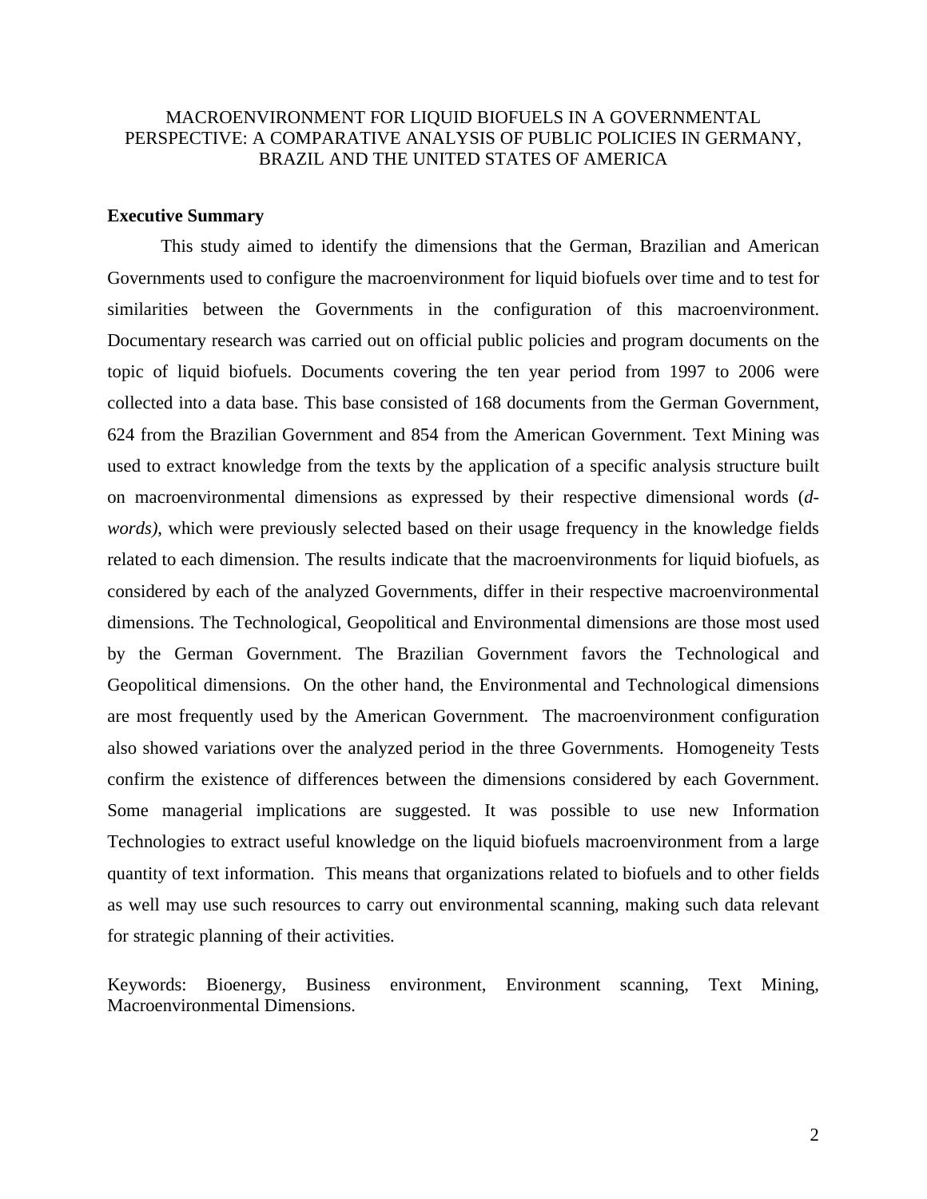# MACROENVIRONMENT FOR LIQUID BIOFUELS IN A GOVERNMENTAL PERSPECTIVE: A COMPARATIVE ANALYSIS OF PUBLIC POLICIES IN GERMANY, BRAZIL AND THE UNITED STATES OF AMERICA

## Executive Summary

This study aimed to identify the dimensions that the German, Brazilian and American Governments used to configure the macroenvironment for liquid biofuels over time and to test for similarities between the Governments in the configuration of this macroenvironment. Documentary research was carried out on official public policies and program documents on the topic of liquid biofuels. Documents covering the ten year period from 1997 to 2006 were collected into a data base. This base consisted of 168 documents from the German Government, 624 from the Brazilian Government and 854 from the American Government. Text Mining was used to extract knowledge from the texts by the application of a specific analysis structure built on macroenvironmental dimensions as expressed by their respective dimensional words (*d-words)*, which were previously selected based on their usage frequency in the knowledge fields related to each dimension. The results indicate that the macroenvironments for liquid biofuels, as considered by each of the analyzed Governments, differ in their respective macroenvironmental dimensions. The Technological, Geopolitical and Environmental dimensions are those most used by the German Government. The Brazilian Government favors the Technological and Geopolitical dimensions. On the other hand, the Environmental and Technological dimensions are most frequently used by the American Government. The macroenvironment configuration also showed variations over the analyzed period in the three Governments. Homogeneity Tests confirm the existence of differences between the dimensions considered by each Government. Some managerial implications are suggested. It was possible to use new Information Technologies to extract useful knowledge on the liquid biofuels macroenvironment from a large quantity of text information. This means that organizations related to biofuels and to other fields as well may use such resources to carry out environmental scanning, making such data relevant for strategic planning of their activities.

Keywords: Bioenergy, Business environment, Environment scanning, Text Mining, Macroenvironmental Dimensions.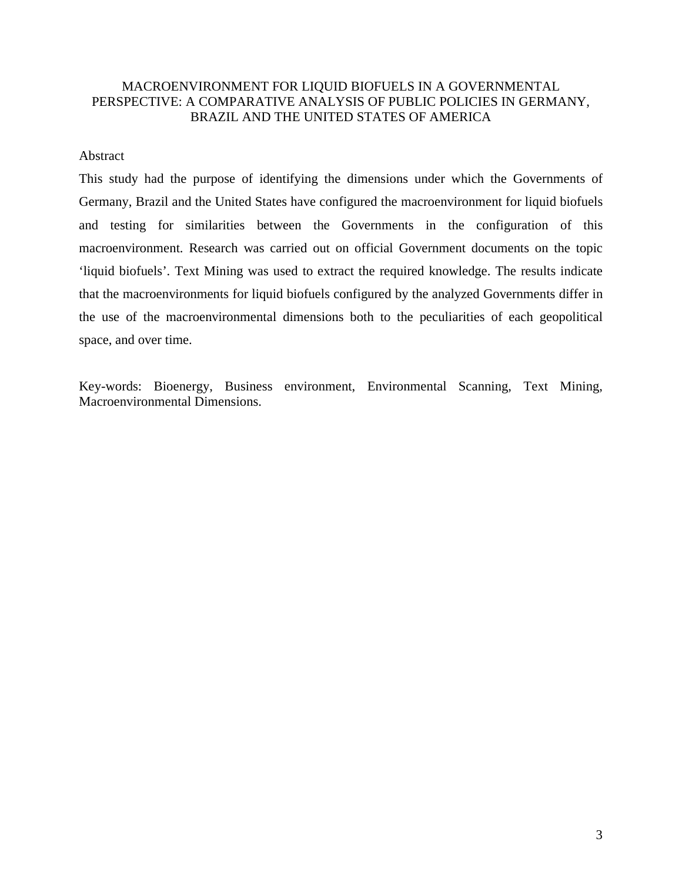# MACROENVIRONMENT FOR LIQUID BIOFUELS IN A GOVERNMENTAL PERSPECTIVE: A COMPARATIVE ANALYSIS OF PUBLIC POLICIES IN GERMANY, BRAZIL AND THE UNITED STATES OF AMERICA

## Abstract

This study had the purpose of identifying the dimensions under which the Governments of Germany, Brazil and the United States have configured the macroenvironment for liquid biofuels and testing for similarities between the Governments in the configuration of this macroenvironment. Research was carried out on official Government documents on the topic 'liquid biofuels'. Text Mining was used to extract the required knowledge. The results indicate that the macroenvironments for liquid biofuels configured by the analyzed Governments differ in the use of the macroenvironmental dimensions both to the peculiarities of each geopolitical space, and over time.

Key-words: Bioenergy, Business environment, Environmental Scanning, Text Mining, Macroenvironmental Dimensions.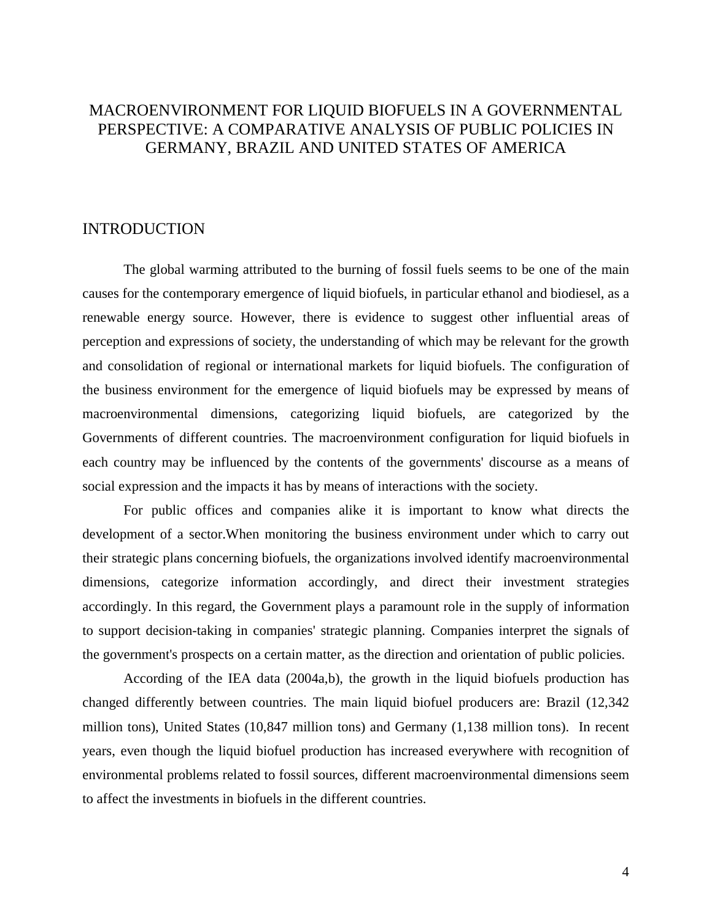# MACROENVIRONMENT FOR LIQUID BIOFUELS IN A GOVERNMENTAL PERSPECTIVE: A COMPARATIVE ANALYSIS OF PUBLIC POLICIES IN GERMANY, BRAZIL AND UNITED STATES OF AMERICA

## INTRODUCTION

The global warming attributed to the burning of fossil fuels seems to be one of the main causes for the contemporary emergence of liquid biofuels, in particular ethanol and biodiesel, as a renewable energy source. However, there is evidence to suggest other influential areas of perception and expressions of society, the understanding of which may be relevant for the growth and consolidation of regional or international markets for liquid biofuels. The configuration of the business environment for the emergence of liquid biofuels may be expressed by means of macroenvironmental dimensions, categorizing liquid biofuels, are categorized by the Governments of different countries. The macroenvironment configuration for liquid biofuels in each country may be influenced by the contents of the governments' discourse as a means of social expression and the impacts it has by means of interactions with the society.

For public offices and companies alike it is important to know what directs the development of a sector.When monitoring the business environment under which to carry out their strategic plans concerning biofuels, the organizations involved identify macroenvironmental dimensions, categorize information accordingly, and direct their investment strategies accordingly. In this regard, the Government plays a paramount role in the supply of information to support decision-taking in companies' strategic planning. Companies interpret the signals of the government's prospects on a certain matter, as the direction and orientation of public policies.

According of the IEA data (2004a,b), the growth in the liquid biofuels production has changed differently between countries. The main liquid biofuel producers are: Brazil (12,342 million tons), United States (10,847 million tons) and Germany (1,138 million tons). In recent years, even though the liquid biofuel production has increased everywhere with recognition of environmental problems related to fossil sources, different macroenvironmental dimensions seem to affect the investments in biofuels in the different countries.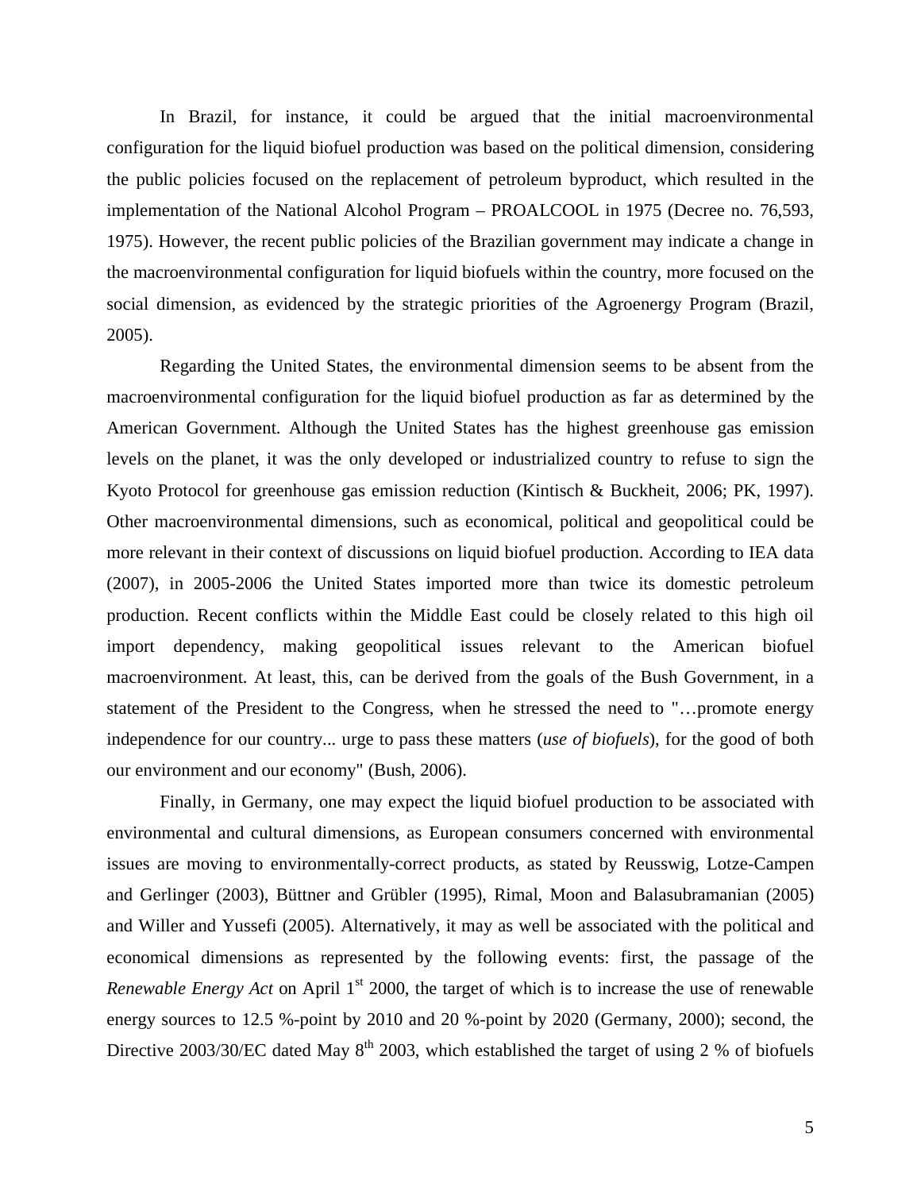In Brazil, for instance, it could be argued that the initial macroenvironmental configuration for the liquid biofuel production was based on the political dimension, considering the public policies focused on the replacement of petroleum byproduct, which resulted in the implementation of the National Alcohol Program – PROALCOOL in 1975 (Decree no. 76,593, 1975). However, the recent public policies of the Brazilian government may indicate a change in the macroenvironmental configuration for liquid biofuels within the country, more focused on the social dimension, as evidenced by the strategic priorities of the Agroenergy Program (Brazil, 2005).

Regarding the United States, the environmental dimension seems to be absent from the macroenvironmental configuration for the liquid biofuel production as far as determined by the American Government. Although the United States has the highest greenhouse gas emission levels on the planet, it was the only developed or industrialized country to refuse to sign the Kyoto Protocol for greenhouse gas emission reduction (Kintisch & Buckheit, 2006; PK, 1997). Other macroenvironmental dimensions, such as economical, political and geopolitical could be more relevant in their context of discussions on liquid biofuel production. According to IEA data (2007), in 2005-2006 the United States imported more than twice its domestic petroleum production. Recent conflicts within the Middle East could be closely related to this high oil import dependency, making geopolitical issues relevant to the American biofuel macroenvironment. At least, this, can be derived from the goals of the Bush Government, in a statement of the President to the Congress, when he stressed the need to "…promote energy independence for our country... urge to pass these matters (*use of biofuels*), for the good of both our environment and our economy" (Bush, 2006).

Finally, in Germany, one may expect the liquid biofuel production to be associated with environmental and cultural dimensions, as European consumers concerned with environmental issues are moving to environmentally-correct products, as stated by Reusswig, Lotze-Campen and Gerlinger (2003), Büttner and Grübler (1995), Rimal, Moon and Balasubramanian (2005) and Willer and Yussefi (2005). Alternatively, it may as well be associated with the political and economical dimensions as represented by the following events: first, the passage of the *Renewable Energy Act* on April 1st 2000, the target of which is to increase the use of renewable energy sources to 12.5 %-point by 2010 and 20 %-point by 2020 (Germany, 2000); second, the Directive 2003/30/EC dated May 8th 2003, which established the target of using 2 % of biofuels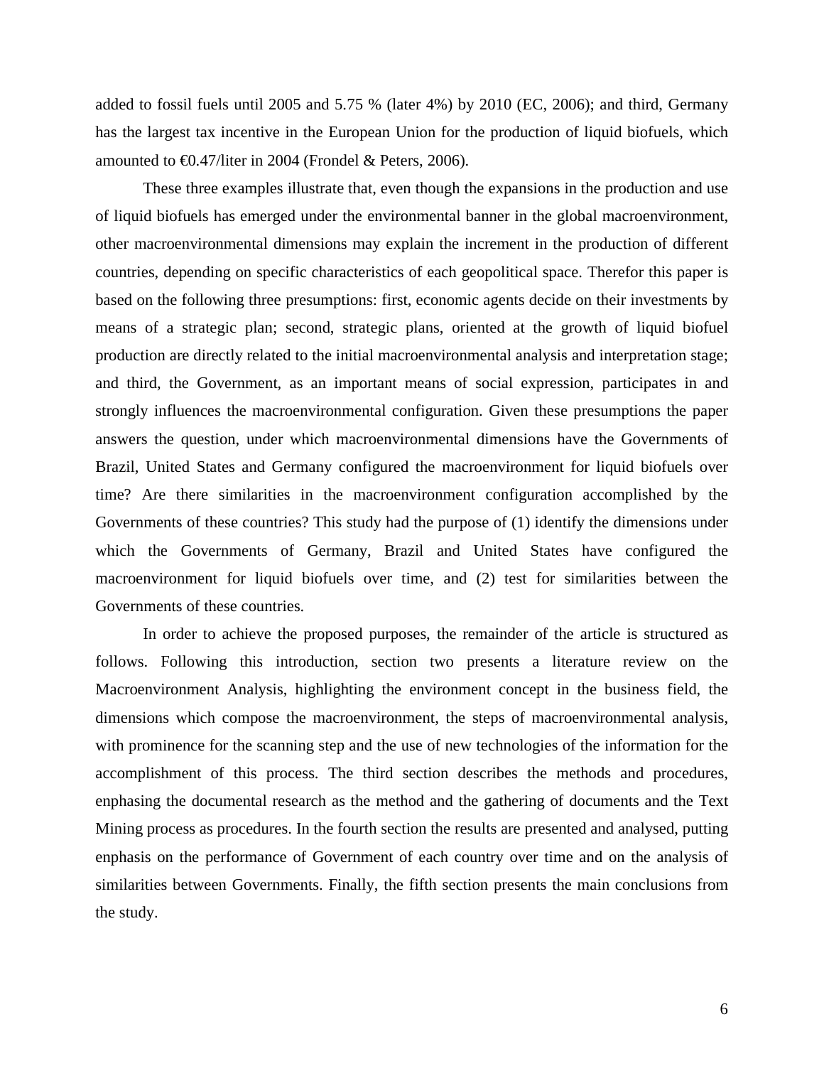added to fossil fuels until 2005 and 5.75 % (later 4%) by 2010 (EC, 2006); and third, Germany has the largest tax incentive in the European Union for the production of liquid biofuels, which amounted to €0.47/liter in 2004 (Frondel & Peters, 2006).

These three examples illustrate that, even though the expansions in the production and use of liquid biofuels has emerged under the environmental banner in the global macroenvironment, other macroenvironmental dimensions may explain the increment in the production of different countries, depending on specific characteristics of each geopolitical space. Therefor this paper is based on the following three presumptions: first, economic agents decide on their investments by means of a strategic plan; second, strategic plans, oriented at the growth of liquid biofuel production are directly related to the initial macroenvironmental analysis and interpretation stage; and third, the Government, as an important means of social expression, participates in and strongly influences the macroenvironmental configuration. Given these presumptions the paper answers the question, under which macroenvironmental dimensions have the Governments of Brazil, United States and Germany configured the macroenvironment for liquid biofuels over time? Are there similarities in the macroenvironment configuration accomplished by the Governments of these countries? This study had the purpose of (1) identify the dimensions under which the Governments of Germany, Brazil and United States have configured the macroenvironment for liquid biofuels over time, and (2) test for similarities between the Governments of these countries.

In order to achieve the proposed purposes, the remainder of the article is structured as follows. Following this introduction, section two presents a literature review on the Macroenvironment Analysis, highlighting the environment concept in the business field, the dimensions which compose the macroenvironment, the steps of macroenvironmental analysis, with prominence for the scanning step and the use of new technologies of the information for the accomplishment of this process. The third section describes the methods and procedures, enphasing the documental research as the method and the gathering of documents and the Text Mining process as procedures. In the fourth section the results are presented and analysed, putting enphasis on the performance of Government of each country over time and on the analysis of similarities between Governments. Finally, the fifth section presents the main conclusions from the study.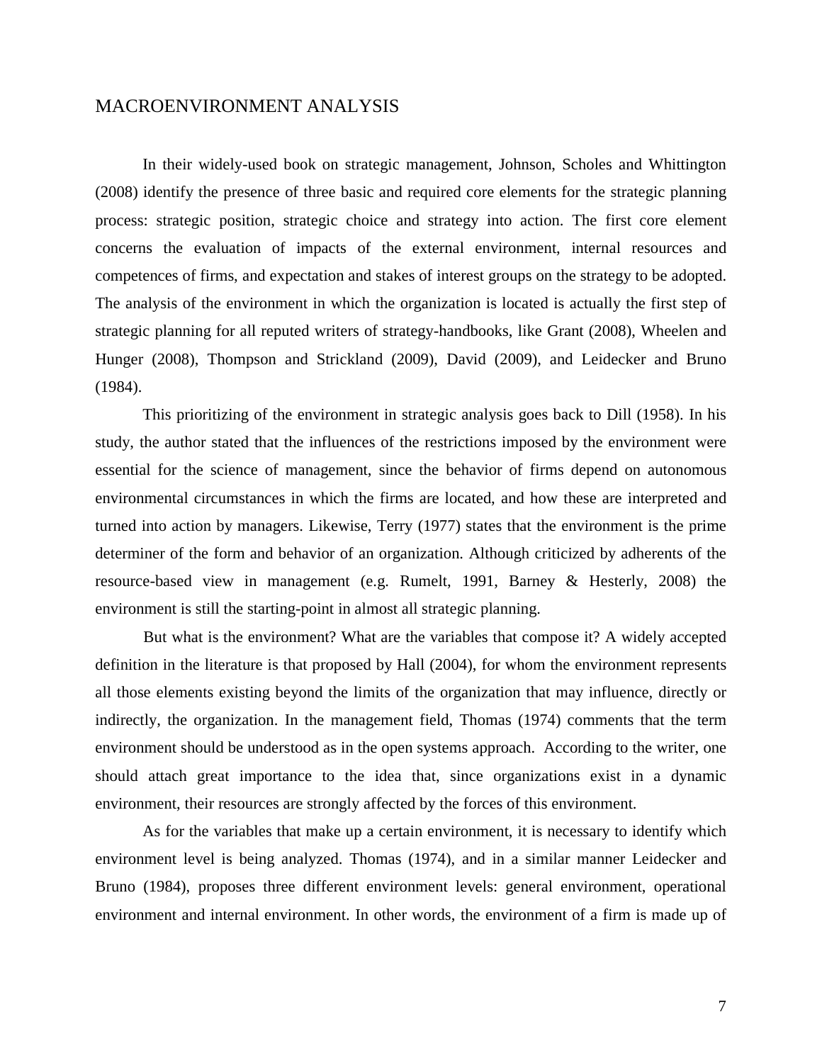## MACROENVIRONMENT ANALYSIS

In their widely-used book on strategic management, Johnson, Scholes and Whittington (2008) identify the presence of three basic and required core elements for the strategic planning process: strategic position, strategic choice and strategy into action. The first core element concerns the evaluation of impacts of the external environment, internal resources and competences of firms, and expectation and stakes of interest groups on the strategy to be adopted. The analysis of the environment in which the organization is located is actually the first step of strategic planning for all reputed writers of strategy-handbooks, like Grant (2008), Wheelen and Hunger (2008), Thompson and Strickland (2009), David (2009), and Leidecker and Bruno (1984).

This prioritizing of the environment in strategic analysis goes back to Dill (1958). In his study, the author stated that the influences of the restrictions imposed by the environment were essential for the science of management, since the behavior of firms depend on autonomous environmental circumstances in which the firms are located, and how these are interpreted and turned into action by managers. Likewise, Terry (1977) states that the environment is the prime determiner of the form and behavior of an organization. Although criticized by adherents of the resource-based view in management (e.g. Rumelt, 1991, Barney & Hesterly, 2008) the environment is still the starting-point in almost all strategic planning.

But what is the environment? What are the variables that compose it? A widely accepted definition in the literature is that proposed by Hall (2004), for whom the environment represents all those elements existing beyond the limits of the organization that may influence, directly or indirectly, the organization. In the management field, Thomas (1974) comments that the term environment should be understood as in the open systems approach. According to the writer, one should attach great importance to the idea that, since organizations exist in a dynamic environment, their resources are strongly affected by the forces of this environment.

As for the variables that make up a certain environment, it is necessary to identify which environment level is being analyzed. Thomas (1974), and in a similar manner Leidecker and Bruno (1984), proposes three different environment levels: general environment, operational environment and internal environment. In other words, the environment of a firm is made up of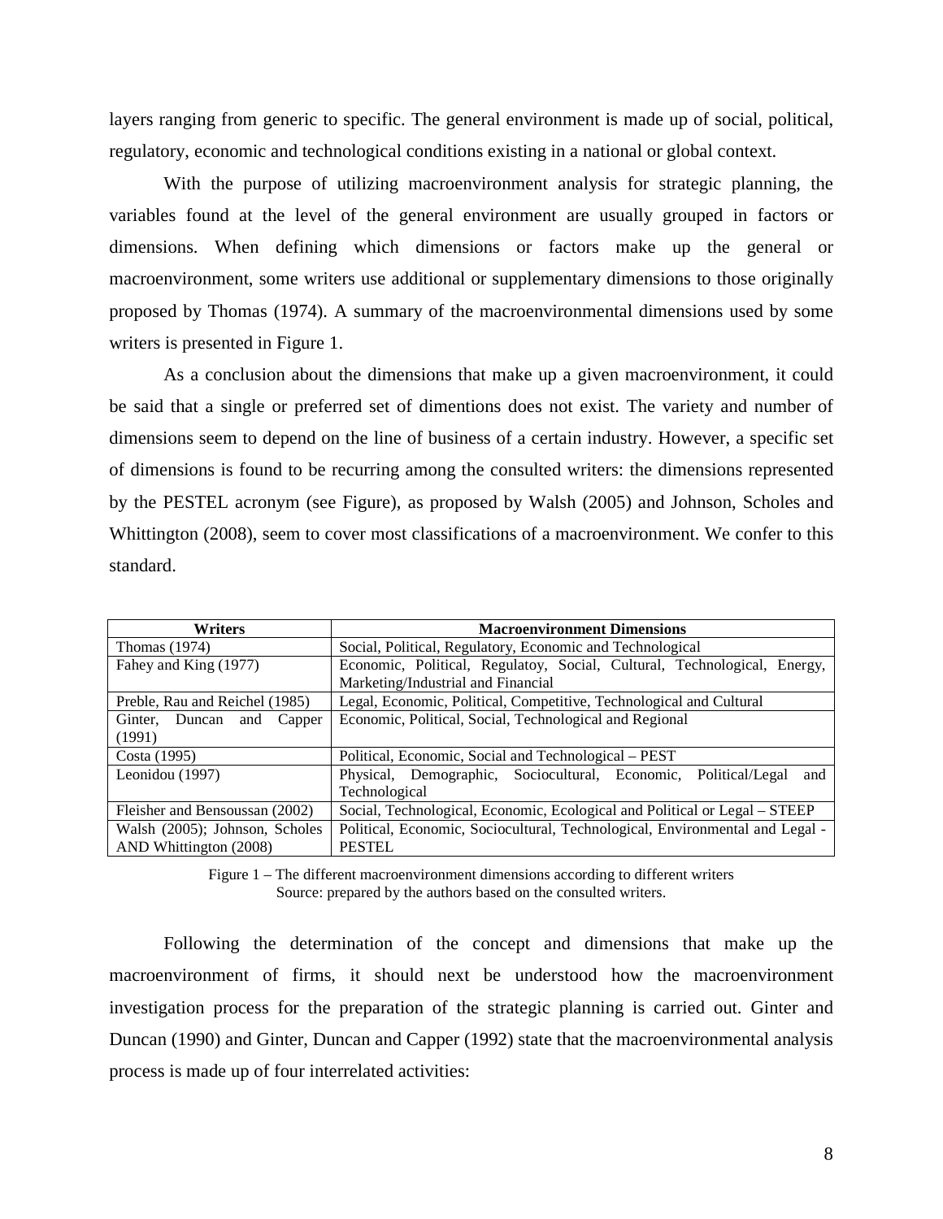layers ranging from generic to specific. The general environment is made up of social, political, regulatory, economic and technological conditions existing in a national or global context.

With the purpose of utilizing macroenvironment analysis for strategic planning, the variables found at the level of the general environment are usually grouped in factors or dimensions. When defining which dimensions or factors make up the general or macroenvironment, some writers use additional or supplementary dimensions to those originally proposed by Thomas (1974). A summary of the macroenvironmental dimensions used by some writers is presented in Figure 1.

As a conclusion about the dimensions that make up a given macroenvironment, it could be said that a single or preferred set of dimentions does not exist. The variety and number of dimensions seem to depend on the line of business of a certain industry. However, a specific set of dimensions is found to be recurring among the consulted writers: the dimensions represented by the PESTEL acronym (see Figure), as proposed by Walsh (2005) and Johnson, Scholes and Whittington (2008), seem to cover most classifications of a macroenvironment. We confer to this standard.

| Writers | Macroenvironment Dimensions |
|---|---|
| Thomas (1974) | Social, Political, Regulatory, Economic and Technological |
| Fahey and King (1977) | Economic, Political, Regulatoy, Social, Cultural, Technological, Energy, Marketing/Industrial and Financial |
| Preble, Rau and Reichel (1985) | Legal, Economic, Political, Competitive, Technological and Cultural |
| Ginter, Duncan and Capper (1991) | Economic, Political, Social, Technological and Regional |
| Costa (1995) | Political, Economic, Social and Technological – PEST |
| Leonidou (1997) | Physical, Demographic, Sociocultural, Economic, Political/Legal and Technological |
| Fleisher and Bensoussan (2002) | Social, Technological, Economic, Ecological and Political or Legal – STEEP |
| Walsh (2005); Johnson, Scholes AND Whittington (2008) | Political, Economic, Sociocultural, Technological, Environmental and Legal - PESTEL |

Figure 1 – The different macroenvironment dimensions according to different writers
Source: prepared by the authors based on the consulted writers.

Following the determination of the concept and dimensions that make up the macroenvironment of firms, it should next be understood how the macroenvironment investigation process for the preparation of the strategic planning is carried out. Ginter and Duncan (1990) and Ginter, Duncan and Capper (1992) state that the macroenvironmental analysis process is made up of four interrelated activities: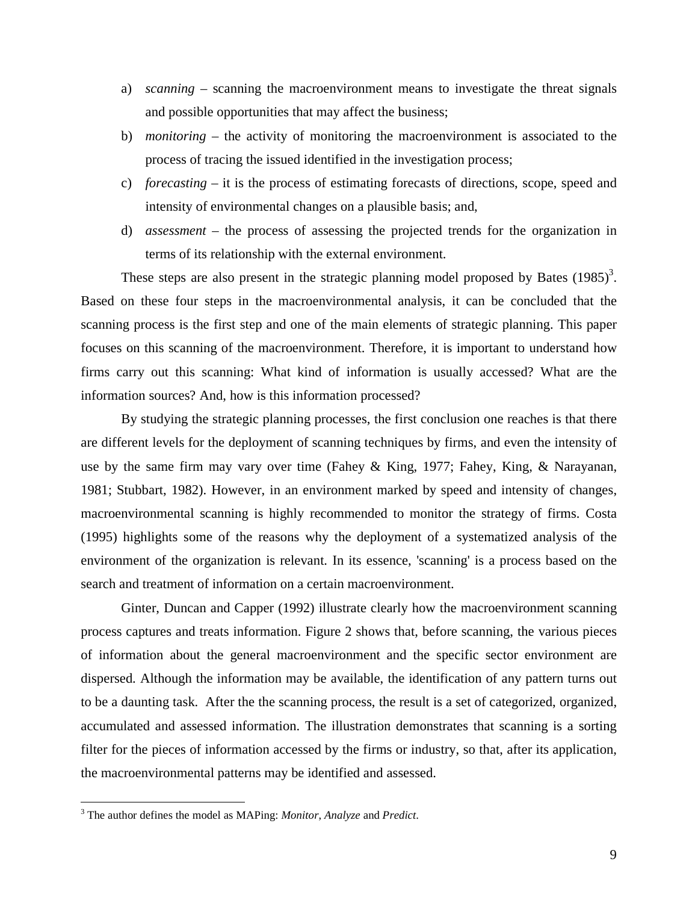a) *scanning* – scanning the macroenvironment means to investigate the threat signals and possible opportunities that may affect the business;

b) *monitoring* – the activity of monitoring the macroenvironment is associated to the process of tracing the issued identified in the investigation process;

c) *forecasting* – it is the process of estimating forecasts of directions, scope, speed and intensity of environmental changes on a plausible basis; and,

d) *assessment* – the process of assessing the projected trends for the organization in terms of its relationship with the external environment.

These steps are also present in the strategic planning model proposed by Bates (1985)[3]. Based on these four steps in the macroenvironmental analysis, it can be concluded that the scanning process is the first step and one of the main elements of strategic planning. This paper focuses on this scanning of the macroenvironment. Therefore, it is important to understand how firms carry out this scanning: What kind of information is usually accessed? What are the information sources? And, how is this information processed?

By studying the strategic planning processes, the first conclusion one reaches is that there are different levels for the deployment of scanning techniques by firms, and even the intensity of use by the same firm may vary over time (Fahey & King, 1977; Fahey, King, & Narayanan, 1981; Stubbart, 1982). However, in an environment marked by speed and intensity of changes, macroenvironmental scanning is highly recommended to monitor the strategy of firms. Costa (1995) highlights some of the reasons why the deployment of a systematized analysis of the environment of the organization is relevant. In its essence, 'scanning' is a process based on the search and treatment of information on a certain macroenvironment.

Ginter, Duncan and Capper (1992) illustrate clearly how the macroenvironment scanning process captures and treats information. Figure 2 shows that, before scanning, the various pieces of information about the general macroenvironment and the specific sector environment are dispersed. Although the information may be available, the identification of any pattern turns out to be a daunting task. After the the scanning process, the result is a set of categorized, organized, accumulated and assessed information. The illustration demonstrates that scanning is a sorting filter for the pieces of information accessed by the firms or industry, so that, after its application, the macroenvironmental patterns may be identified and assessed.

---

[3] The author defines the model as MAPing: *Monitor*, *Analyze* and *Predict*.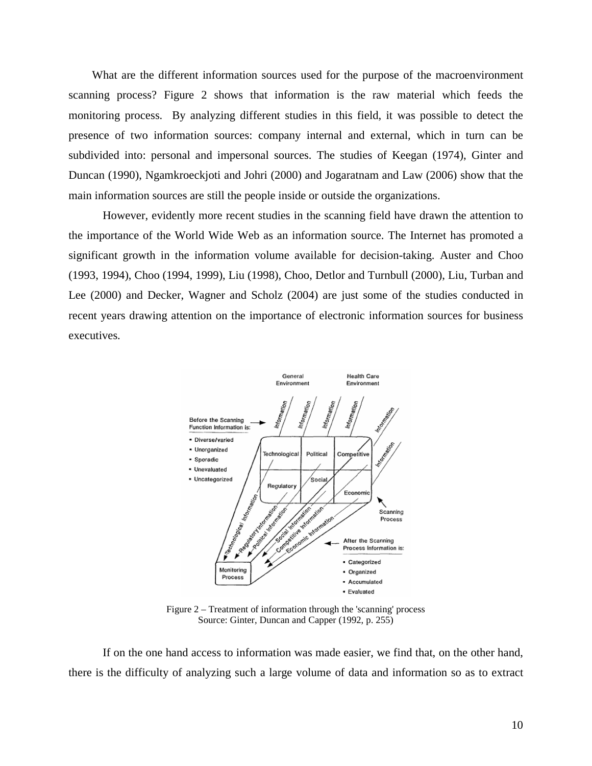What are the different information sources used for the purpose of the macroenvironment scanning process? Figure 2 shows that information is the raw material which feeds the monitoring process. By analyzing different studies in this field, it was possible to detect the presence of two information sources: company internal and external, which in turn can be subdivided into: personal and impersonal sources. The studies of Keegan (1974), Ginter and Duncan (1990), Ngamkroeckjoti and Johri (2000) and Jogaratnam and Law (2006) show that the main information sources are still the people inside or outside the organizations.

However, evidently more recent studies in the scanning field have drawn the attention to the importance of the World Wide Web as an information source. The Internet has promoted a significant growth in the information volume available for decision-taking. Auster and Choo (1993, 1994), Choo (1994, 1999), Liu (1998), Choo, Detlor and Turnbull (2000), Liu, Turban and Lee (2000) and Decker, Wagner and Scholz (2004) are just some of the studies conducted in recent years drawing attention on the importance of electronic information sources for business executives.

Figure 2 – Treatment of information through the 'scanning' process
Source: Ginter, Duncan and Capper (1992, p. 255)

If on the one hand access to information was made easier, we find that, on the other hand, there is the difficulty of analyzing such a large volume of data and information so as to extract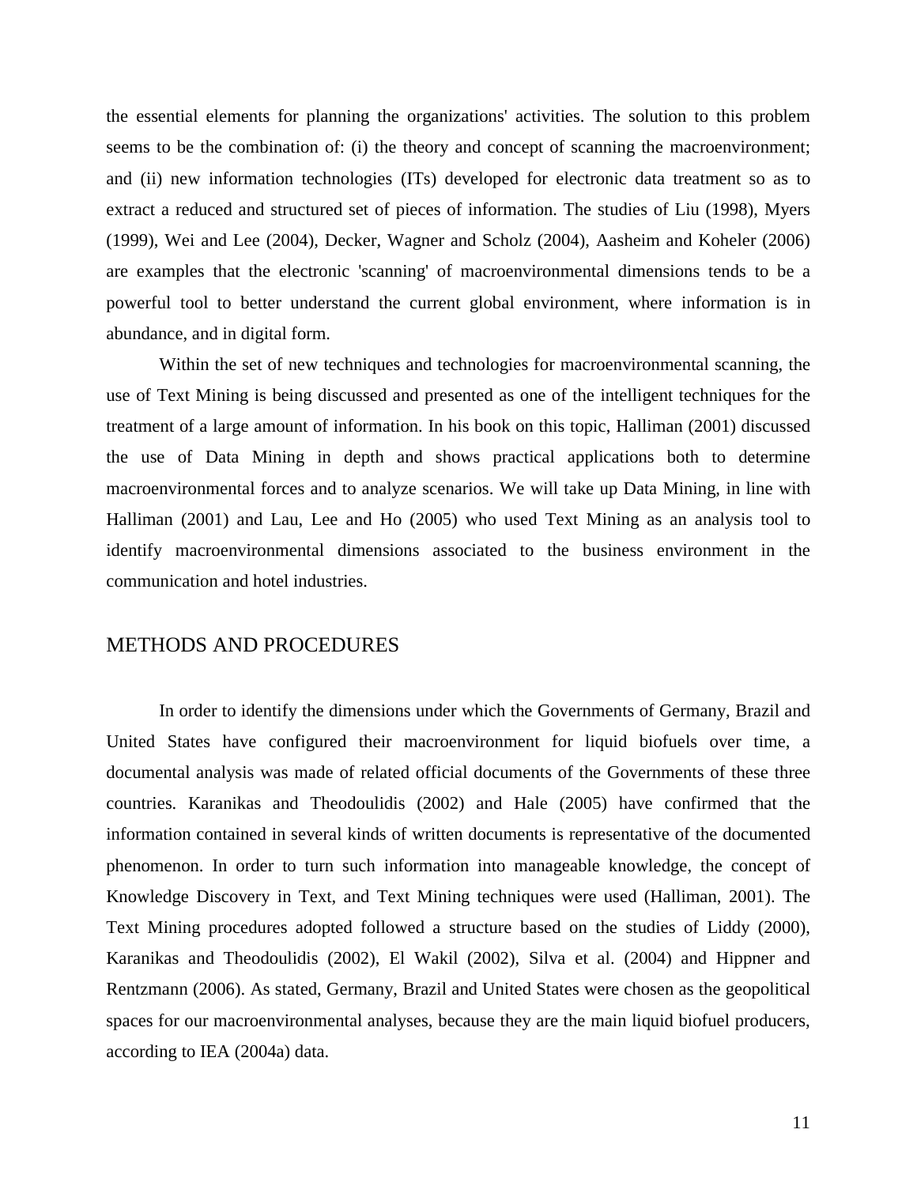the essential elements for planning the organizations' activities. The solution to this problem seems to be the combination of: (i) the theory and concept of scanning the macroenvironment; and (ii) new information technologies (ITs) developed for electronic data treatment so as to extract a reduced and structured set of pieces of information. The studies of Liu (1998), Myers (1999), Wei and Lee (2004), Decker, Wagner and Scholz (2004), Aasheim and Koheler (2006) are examples that the electronic 'scanning' of macroenvironmental dimensions tends to be a powerful tool to better understand the current global environment, where information is in abundance, and in digital form.

Within the set of new techniques and technologies for macroenvironmental scanning, the use of Text Mining is being discussed and presented as one of the intelligent techniques for the treatment of a large amount of information. In his book on this topic, Halliman (2001) discussed the use of Data Mining in depth and shows practical applications both to determine macroenvironmental forces and to analyze scenarios. We will take up Data Mining, in line with Halliman (2001) and Lau, Lee and Ho (2005) who used Text Mining as an analysis tool to identify macroenvironmental dimensions associated to the business environment in the communication and hotel industries.

## METHODS AND PROCEDURES

In order to identify the dimensions under which the Governments of Germany, Brazil and United States have configured their macroenvironment for liquid biofuels over time, a documental analysis was made of related official documents of the Governments of these three countries. Karanikas and Theodoulidis (2002) and Hale (2005) have confirmed that the information contained in several kinds of written documents is representative of the documented phenomenon. In order to turn such information into manageable knowledge, the concept of Knowledge Discovery in Text, and Text Mining techniques were used (Halliman, 2001). The Text Mining procedures adopted followed a structure based on the studies of Liddy (2000), Karanikas and Theodoulidis (2002), El Wakil (2002), Silva et al. (2004) and Hippner and Rentzmann (2006). As stated, Germany, Brazil and United States were chosen as the geopolitical spaces for our macroenvironmental analyses, because they are the main liquid biofuel producers, according to IEA (2004a) data.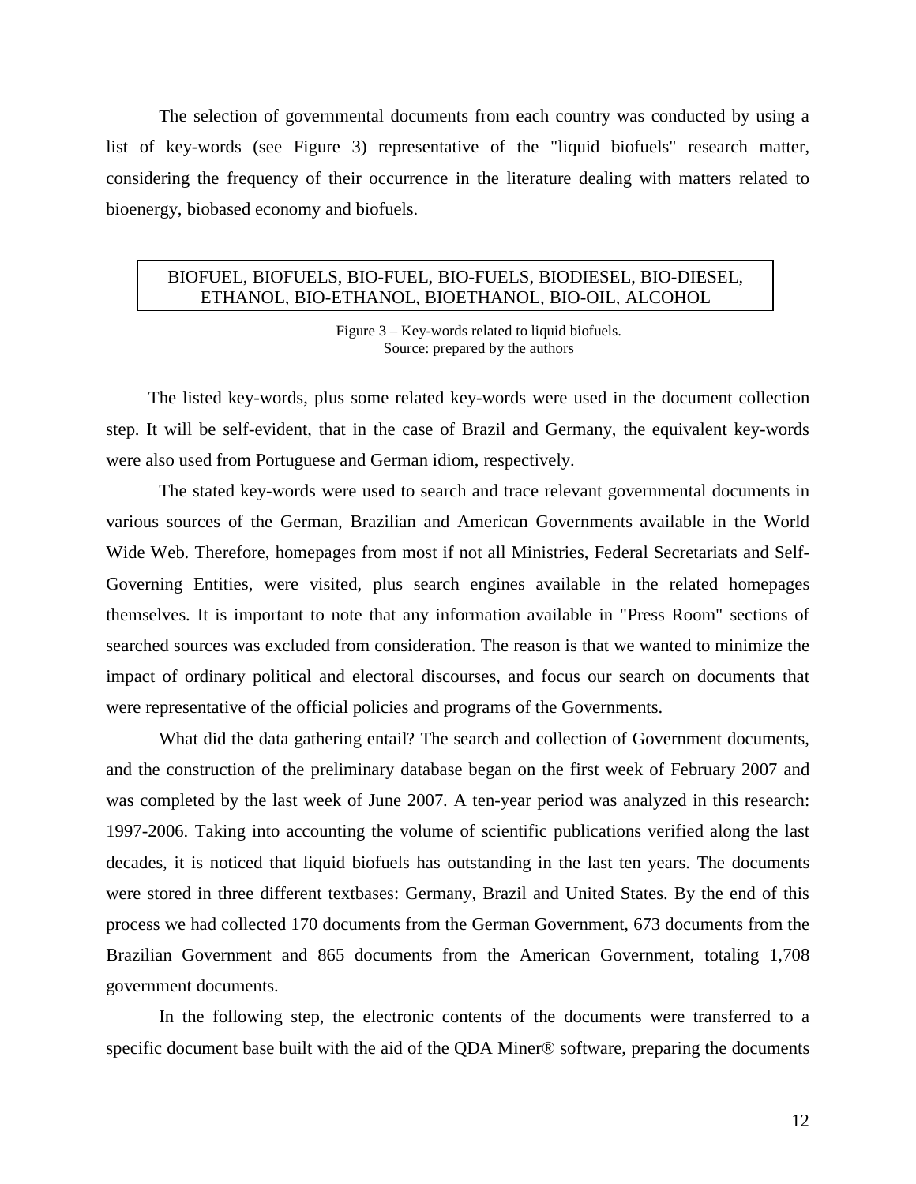The selection of governmental documents from each country was conducted by using a list of key-words (see Figure 3) representative of the "liquid biofuels" research matter, considering the frequency of their occurrence in the literature dealing with matters related to bioenergy, biobased economy and biofuels.

| BIOFUEL, BIOFUELS, BIO-FUEL, BIO-FUELS, BIODIESEL, BIO-DIESEL, ETHANOL, BIO-ETHANOL, BIOETHANOL, BIO-OIL, ALCOHOL |
| --- |

Figure 3 – Key-words related to liquid biofuels.
Source: prepared by the authors

The listed key-words, plus some related key-words were used in the document collection step. It will be self-evident, that in the case of Brazil and Germany, the equivalent key-words were also used from Portuguese and German idiom, respectively.

The stated key-words were used to search and trace relevant governmental documents in various sources of the German, Brazilian and American Governments available in the World Wide Web. Therefore, homepages from most if not all Ministries, Federal Secretariats and Self-Governing Entities, were visited, plus search engines available in the related homepages themselves. It is important to note that any information available in "Press Room" sections of searched sources was excluded from consideration. The reason is that we wanted to minimize the impact of ordinary political and electoral discourses, and focus our search on documents that were representative of the official policies and programs of the Governments.

What did the data gathering entail? The search and collection of Government documents, and the construction of the preliminary database began on the first week of February 2007 and was completed by the last week of June 2007. A ten-year period was analyzed in this research: 1997-2006. Taking into accounting the volume of scientific publications verified along the last decades, it is noticed that liquid biofuels has outstanding in the last ten years. The documents were stored in three different textbases: Germany, Brazil and United States. By the end of this process we had collected 170 documents from the German Government, 673 documents from the Brazilian Government and 865 documents from the American Government, totaling 1,708 government documents.

In the following step, the electronic contents of the documents were transferred to a specific document base built with the aid of the QDA Miner® software, preparing the documents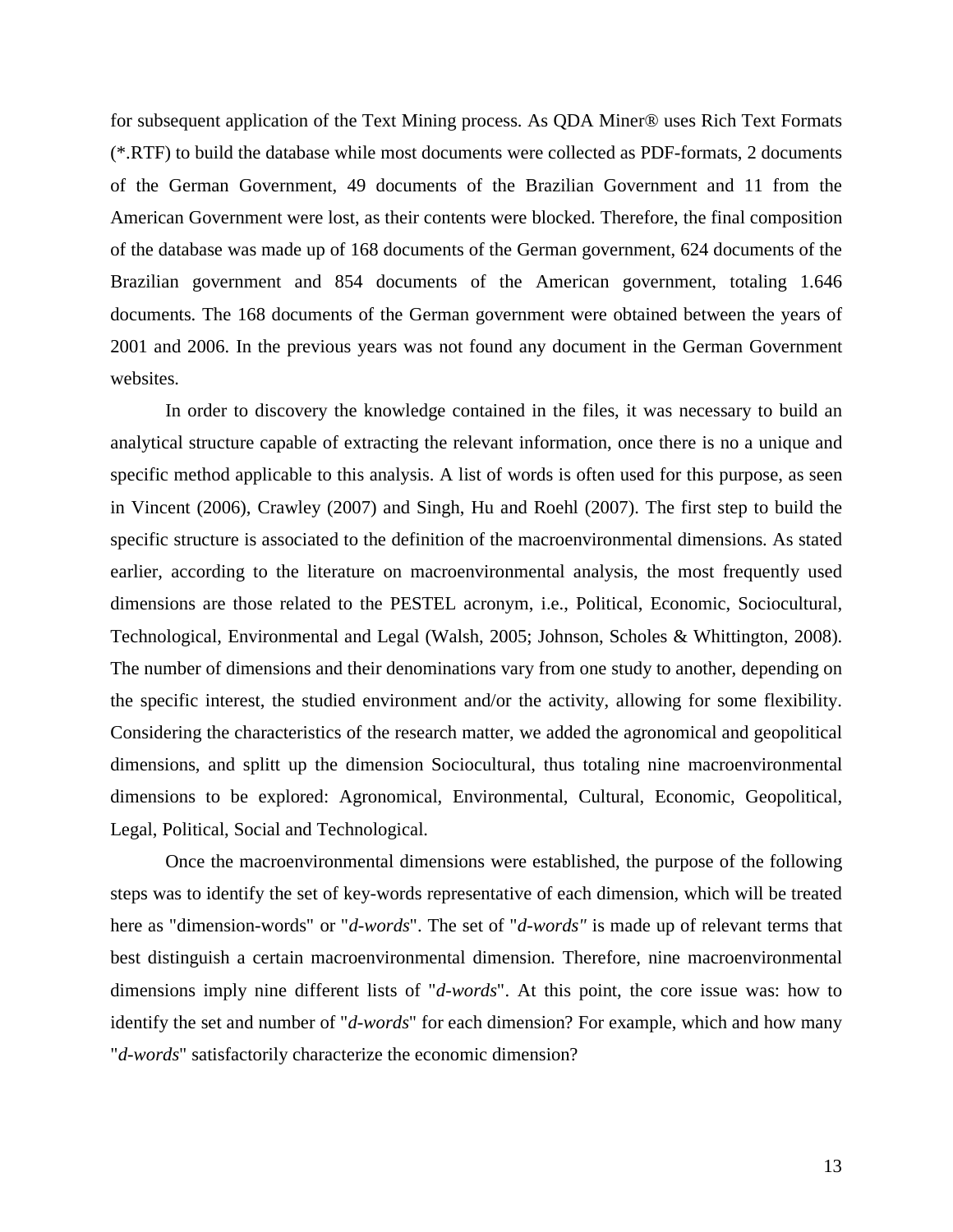for subsequent application of the Text Mining process. As QDA Miner® uses Rich Text Formats (*.RTF) to build the database while most documents were collected as PDF-formats, 2 documents of the German Government, 49 documents of the Brazilian Government and 11 from the American Government were lost, as their contents were blocked. Therefore, the final composition of the database was made up of 168 documents of the German government, 624 documents of the Brazilian government and 854 documents of the American government, totaling 1.646 documents. The 168 documents of the German government were obtained between the years of 2001 and 2006. In the previous years was not found any document in the German Government websites.

In order to discovery the knowledge contained in the files, it was necessary to build an analytical structure capable of extracting the relevant information, once there is no a unique and specific method applicable to this analysis. A list of words is often used for this purpose, as seen in Vincent (2006), Crawley (2007) and Singh, Hu and Roehl (2007). The first step to build the specific structure is associated to the definition of the macroenvironmental dimensions. As stated earlier, according to the literature on macroenvironmental analysis, the most frequently used dimensions are those related to the PESTEL acronym, i.e., Political, Economic, Sociocultural, Technological, Environmental and Legal (Walsh, 2005; Johnson, Scholes & Whittington, 2008). The number of dimensions and their denominations vary from one study to another, depending on the specific interest, the studied environment and/or the activity, allowing for some flexibility. Considering the characteristics of the research matter, we added the agronomical and geopolitical dimensions, and splitt up the dimension Sociocultural, thus totaling nine macroenvironmental dimensions to be explored: Agronomical, Environmental, Cultural, Economic, Geopolitical, Legal, Political, Social and Technological.

Once the macroenvironmental dimensions were established, the purpose of the following steps was to identify the set of key-words representative of each dimension, which will be treated here as "dimension-words" or "*d-words*". The set of "*d-words"* is made up of relevant terms that best distinguish a certain macroenvironmental dimension. Therefore, nine macroenvironmental dimensions imply nine different lists of "*d-words*". At this point, the core issue was: how to identify the set and number of "*d-words*" for each dimension? For example, which and how many "*d-words*" satisfactorily characterize the economic dimension?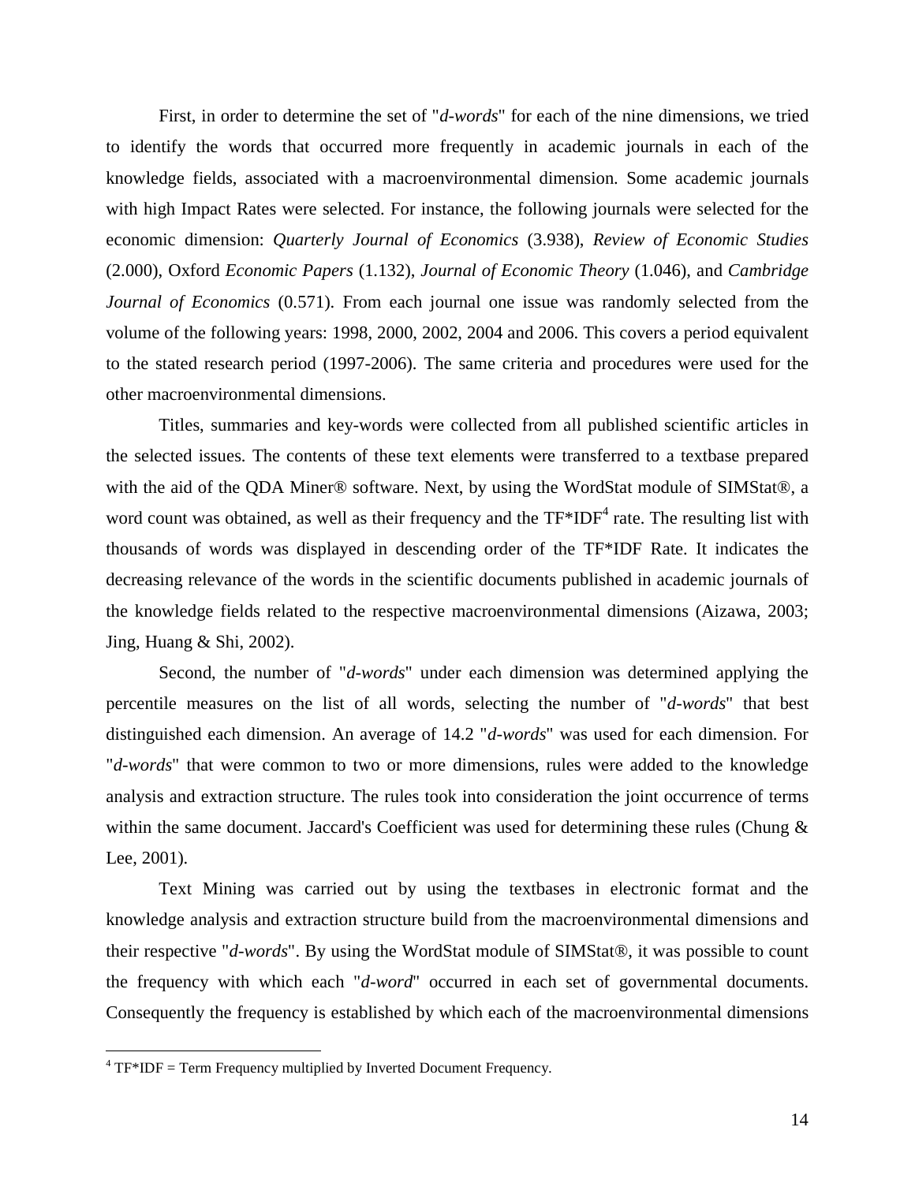First, in order to determine the set of "*d-words*" for each of the nine dimensions, we tried to identify the words that occurred more frequently in academic journals in each of the knowledge fields, associated with a macroenvironmental dimension. Some academic journals with high Impact Rates were selected. For instance, the following journals were selected for the economic dimension: *Quarterly Journal of Economics* (3.938), *Review of Economic Studies* (2.000), Oxford *Economic Papers* (1.132), *Journal of Economic Theory* (1.046), and *Cambridge Journal of Economics* (0.571). From each journal one issue was randomly selected from the volume of the following years: 1998, 2000, 2002, 2004 and 2006. This covers a period equivalent to the stated research period (1997-2006). The same criteria and procedures were used for the other macroenvironmental dimensions.

Titles, summaries and key-words were collected from all published scientific articles in the selected issues. The contents of these text elements were transferred to a textbase prepared with the aid of the QDA Miner® software. Next, by using the WordStat module of SIMStat®, a word count was obtained, as well as their frequency and the TF*IDF[4] rate. The resulting list with thousands of words was displayed in descending order of the TF*IDF Rate. It indicates the decreasing relevance of the words in the scientific documents published in academic journals of the knowledge fields related to the respective macroenvironmental dimensions (Aizawa, 2003; Jing, Huang & Shi, 2002).

Second, the number of "*d-words*" under each dimension was determined applying the percentile measures on the list of all words, selecting the number of "*d-words*" that best distinguished each dimension. An average of 14.2 "*d-words*" was used for each dimension. For "*d-words*" that were common to two or more dimensions, rules were added to the knowledge analysis and extraction structure. The rules took into consideration the joint occurrence of terms within the same document. Jaccard's Coefficient was used for determining these rules (Chung & Lee, 2001).

Text Mining was carried out by using the textbases in electronic format and the knowledge analysis and extraction structure build from the macroenvironmental dimensions and their respective "*d-words*". By using the WordStat module of SIMStat®, it was possible to count the frequency with which each "*d-word*" occurred in each set of governmental documents. Consequently the frequency is established by which each of the macroenvironmental dimensions

[4] TF*IDF = Term Frequency multiplied by Inverted Document Frequency.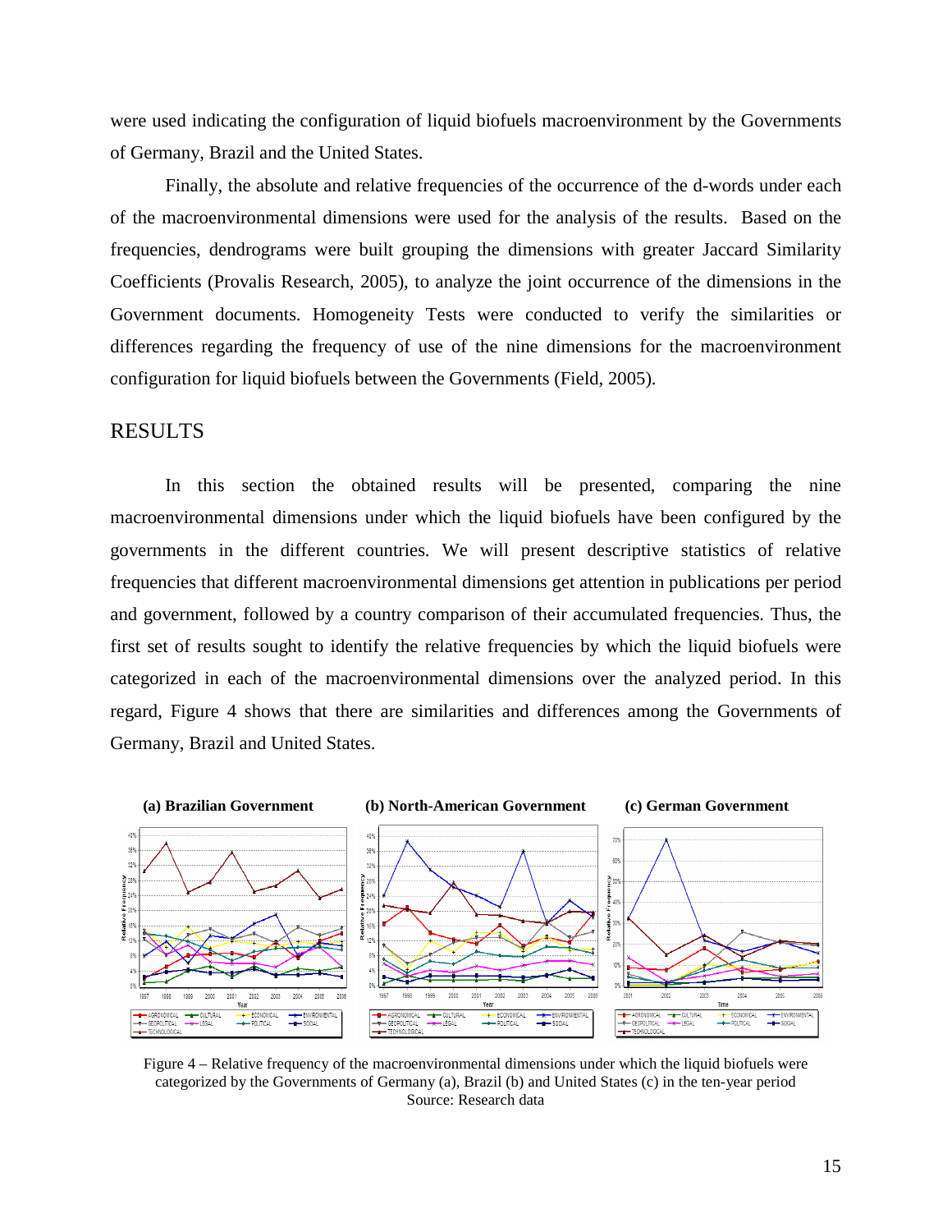were used indicating the configuration of liquid biofuels macroenvironment by the Governments of Germany, Brazil and the United States.

Finally, the absolute and relative frequencies of the occurrence of the d-words under each of the macroenvironmental dimensions were used for the analysis of the results. Based on the frequencies, dendrograms were built grouping the dimensions with greater Jaccard Similarity Coefficients (Provalis Research, 2005), to analyze the joint occurrence of the dimensions in the Government documents. Homogeneity Tests were conducted to verify the similarities or differences regarding the frequency of use of the nine dimensions for the macroenvironment configuration for liquid biofuels between the Governments (Field, 2005).

## RESULTS

In this section the obtained results will be presented, comparing the nine macroenvironmental dimensions under which the liquid biofuels have been configured by the governments in the different countries. We will present descriptive statistics of relative frequencies that different macroenvironmental dimensions get attention in publications per period and government, followed by a country comparison of their accumulated frequencies. Thus, the first set of results sought to identify the relative frequencies by which the liquid biofuels were categorized in each of the macroenvironmental dimensions over the analyzed period. In this regard, Figure 4 shows that there are similarities and differences among the Governments of Germany, Brazil and United States.

**(a) Brazilian Government** **(b) North-American Government** **(c) German Government**

Figure 4 – Relative frequency of the macroenvironmental dimensions under which the liquid biofuels were categorized by the Governments of Germany (a), Brazil (b) and United States (c) in the ten-year period
Source: Research data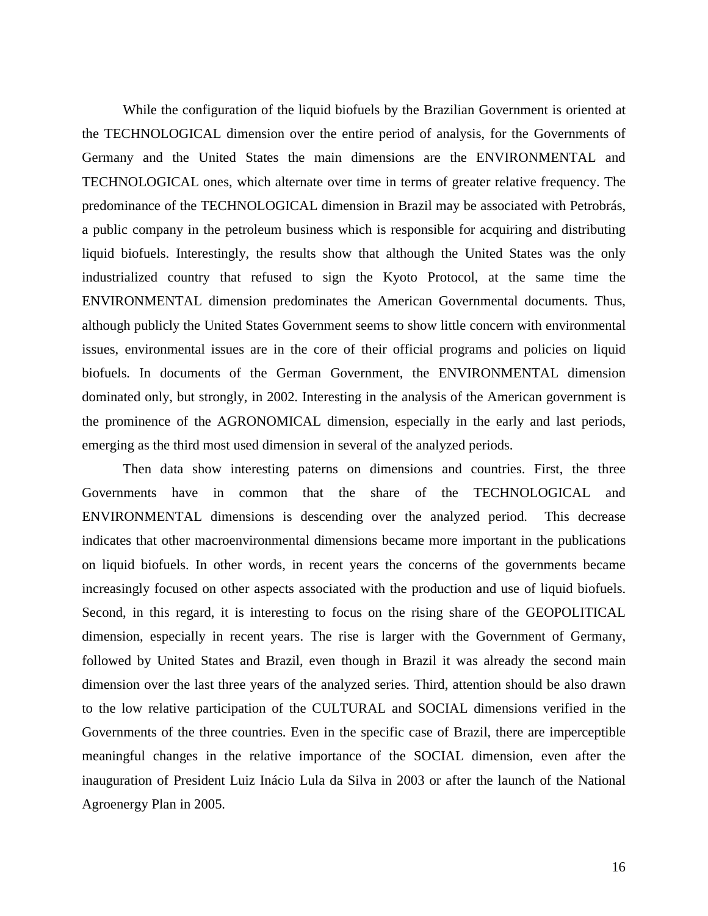While the configuration of the liquid biofuels by the Brazilian Government is oriented at the TECHNOLOGICAL dimension over the entire period of analysis, for the Governments of Germany and the United States the main dimensions are the ENVIRONMENTAL and TECHNOLOGICAL ones, which alternate over time in terms of greater relative frequency. The predominance of the TECHNOLOGICAL dimension in Brazil may be associated with Petrobrás, a public company in the petroleum business which is responsible for acquiring and distributing liquid biofuels. Interestingly, the results show that although the United States was the only industrialized country that refused to sign the Kyoto Protocol, at the same time the ENVIRONMENTAL dimension predominates the American Governmental documents. Thus, although publicly the United States Government seems to show little concern with environmental issues, environmental issues are in the core of their official programs and policies on liquid biofuels. In documents of the German Government, the ENVIRONMENTAL dimension dominated only, but strongly, in 2002. Interesting in the analysis of the American government is the prominence of the AGRONOMICAL dimension, especially in the early and last periods, emerging as the third most used dimension in several of the analyzed periods.

Then data show interesting paterns on dimensions and countries. First, the three Governments have in common that the share of the TECHNOLOGICAL and ENVIRONMENTAL dimensions is descending over the analyzed period. This decrease indicates that other macroenvironmental dimensions became more important in the publications on liquid biofuels. In other words, in recent years the concerns of the governments became increasingly focused on other aspects associated with the production and use of liquid biofuels. Second, in this regard, it is interesting to focus on the rising share of the GEOPOLITICAL dimension, especially in recent years. The rise is larger with the Government of Germany, followed by United States and Brazil, even though in Brazil it was already the second main dimension over the last three years of the analyzed series. Third, attention should be also drawn to the low relative participation of the CULTURAL and SOCIAL dimensions verified in the Governments of the three countries. Even in the specific case of Brazil, there are imperceptible meaningful changes in the relative importance of the SOCIAL dimension, even after the inauguration of President Luiz Inácio Lula da Silva in 2003 or after the launch of the National Agroenergy Plan in 2005.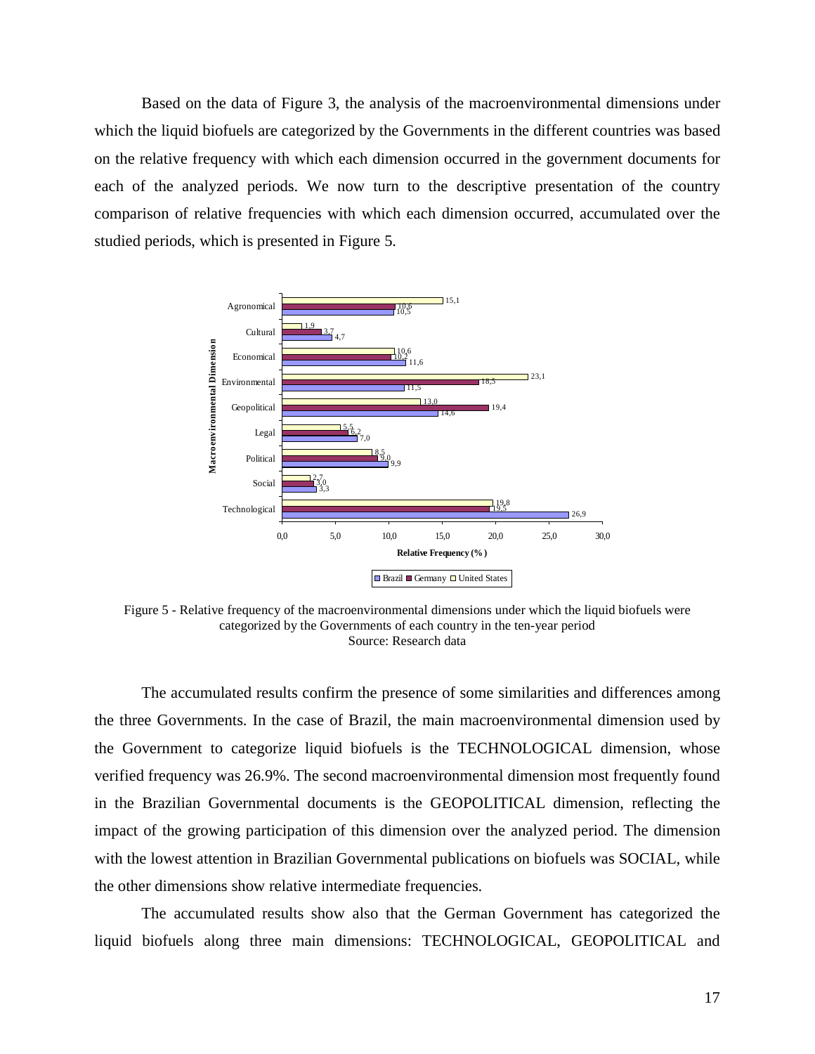Based on the data of Figure 3, the analysis of the macroenvironmental dimensions under which the liquid biofuels are categorized by the Governments in the different countries was based on the relative frequency with which each dimension occurred in the government documents for each of the analyzed periods. We now turn to the descriptive presentation of the country comparison of relative frequencies with which each dimension occurred, accumulated over the studied periods, which is presented in Figure 5.

| Macroenvironmental Dimension | Brazil | Germany | United States |
|---|---|---|---|
| Agronomical | 10,5 | 10,6 | 15,1 |
| Cultural | 4,7 | 3,7 | 1,9 |
| Economical | 11,6 | 10,2 | 10,6 |
| Environmental | 11,5 | 18,5 | 23,1 |
| Geopolitical | 14,6 | 19,4 | 13,0 |
| Legal | 7,0 | 6,2 | 5,5 |
| Political | 9,9 | 9,0 | 8,5 |
| Social | 3,3 | 3,0 | 2,7 |
| Technological | 26,9 | 19,5 | 19,8 |

Relative Frequency (%)

Figure 5 - Relative frequency of the macroenvironmental dimensions under which the liquid biofuels were categorized by the Governments of each country in the ten-year period
Source: Research data

The accumulated results confirm the presence of some similarities and differences among the three Governments. In the case of Brazil, the main macroenvironmental dimension used by the Government to categorize liquid biofuels is the TECHNOLOGICAL dimension, whose verified frequency was 26.9%. The second macroenvironmental dimension most frequently found in the Brazilian Governmental documents is the GEOPOLITICAL dimension, reflecting the impact of the growing participation of this dimension over the analyzed period. The dimension with the lowest attention in Brazilian Governmental publications on biofuels was SOCIAL, while the other dimensions show relative intermediate frequencies.

The accumulated results show also that the German Government has categorized the liquid biofuels along three main dimensions: TECHNOLOGICAL, GEOPOLITICAL and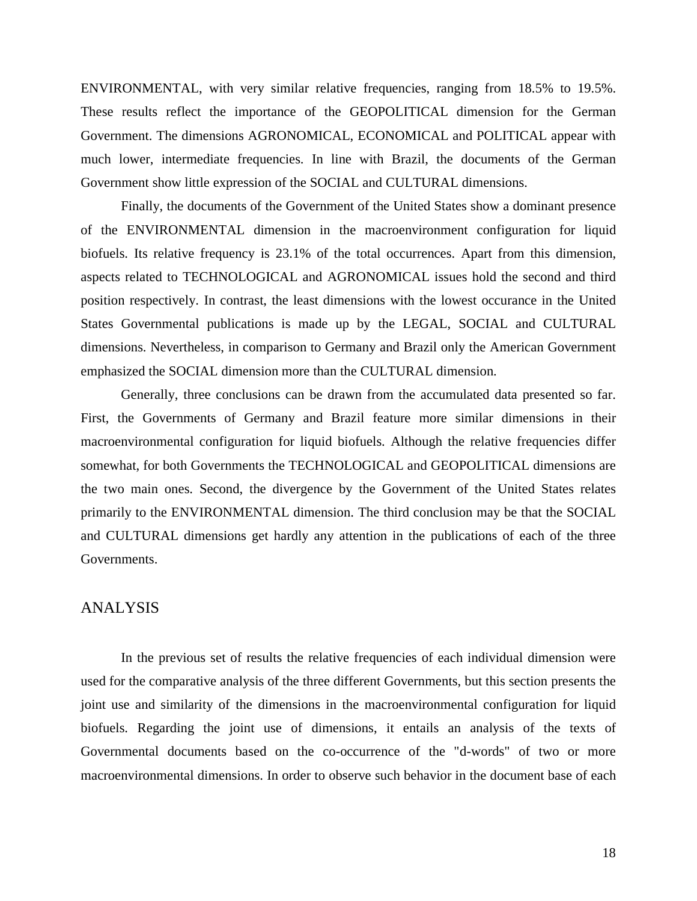ENVIRONMENTAL, with very similar relative frequencies, ranging from 18.5% to 19.5%. These results reflect the importance of the GEOPOLITICAL dimension for the German Government. The dimensions AGRONOMICAL, ECONOMICAL and POLITICAL appear with much lower, intermediate frequencies. In line with Brazil, the documents of the German Government show little expression of the SOCIAL and CULTURAL dimensions.

Finally, the documents of the Government of the United States show a dominant presence of the ENVIRONMENTAL dimension in the macroenvironment configuration for liquid biofuels. Its relative frequency is 23.1% of the total occurrences. Apart from this dimension, aspects related to TECHNOLOGICAL and AGRONOMICAL issues hold the second and third position respectively. In contrast, the least dimensions with the lowest occurance in the United States Governmental publications is made up by the LEGAL, SOCIAL and CULTURAL dimensions. Nevertheless, in comparison to Germany and Brazil only the American Government emphasized the SOCIAL dimension more than the CULTURAL dimension.

Generally, three conclusions can be drawn from the accumulated data presented so far. First, the Governments of Germany and Brazil feature more similar dimensions in their macroenvironmental configuration for liquid biofuels. Although the relative frequencies differ somewhat, for both Governments the TECHNOLOGICAL and GEOPOLITICAL dimensions are the two main ones. Second, the divergence by the Government of the United States relates primarily to the ENVIRONMENTAL dimension. The third conclusion may be that the SOCIAL and CULTURAL dimensions get hardly any attention in the publications of each of the three Governments.

## ANALYSIS

In the previous set of results the relative frequencies of each individual dimension were used for the comparative analysis of the three different Governments, but this section presents the joint use and similarity of the dimensions in the macroenvironmental configuration for liquid biofuels. Regarding the joint use of dimensions, it entails an analysis of the texts of Governmental documents based on the co-occurrence of the "d-words" of two or more macroenvironmental dimensions. In order to observe such behavior in the document base of each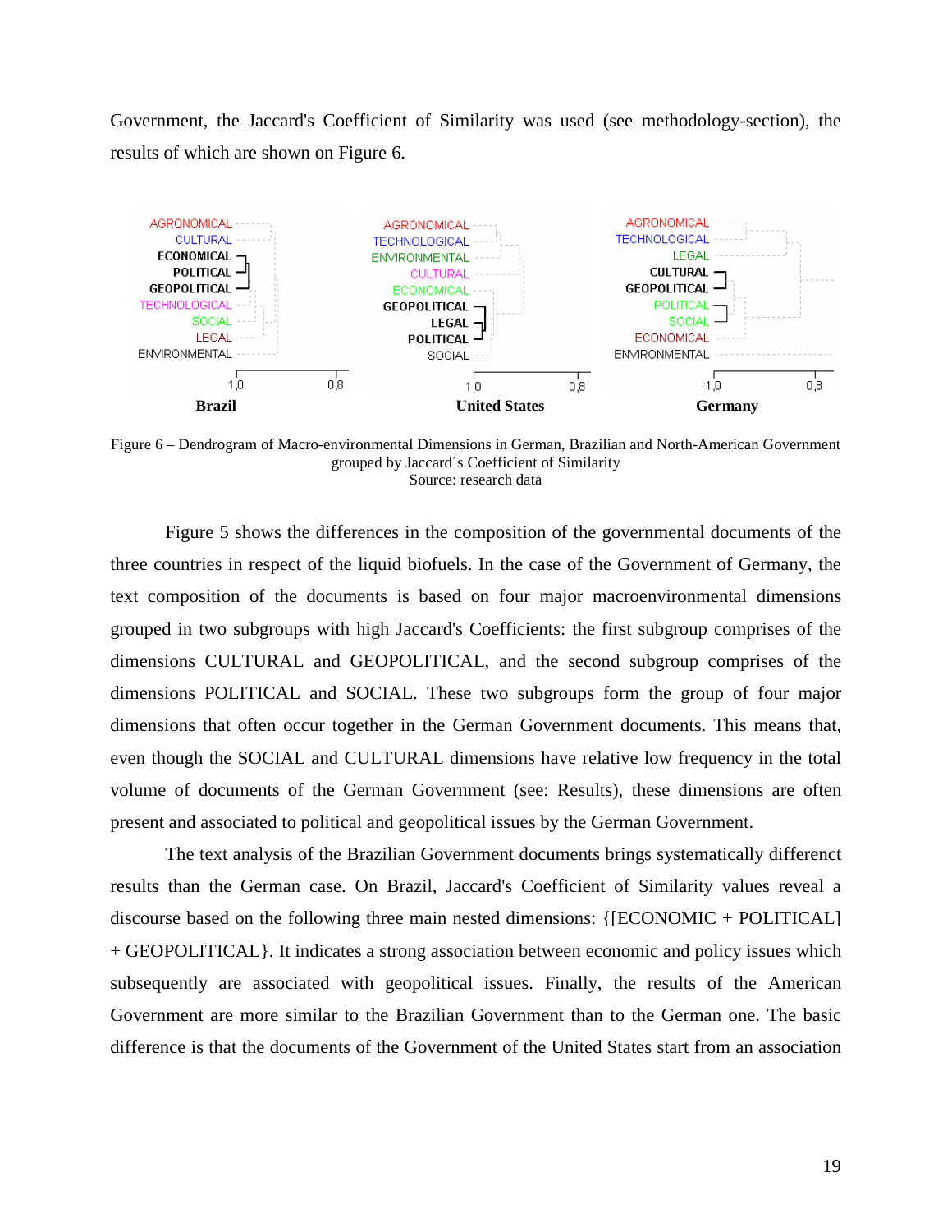Government, the Jaccard's Coefficient of Similarity was used (see methodology-section), the results of which are shown on Figure 6.

Figure 6 – Dendrogram of Macro-environmental Dimensions in German, Brazilian and North-American Government grouped by Jaccard´s Coefficient of Similarity
Source: research data

Figure 5 shows the differences in the composition of the governmental documents of the three countries in respect of the liquid biofuels. In the case of the Government of Germany, the text composition of the documents is based on four major macroenvironmental dimensions grouped in two subgroups with high Jaccard's Coefficients: the first subgroup comprises of the dimensions CULTURAL and GEOPOLITICAL, and the second subgroup comprises of the dimensions POLITICAL and SOCIAL. These two subgroups form the group of four major dimensions that often occur together in the German Government documents. This means that, even though the SOCIAL and CULTURAL dimensions have relative low frequency in the total volume of documents of the German Government (see: Results), these dimensions are often present and associated to political and geopolitical issues by the German Government.

The text analysis of the Brazilian Government documents brings systematically differenct results than the German case. On Brazil, Jaccard's Coefficient of Similarity values reveal a discourse based on the following three main nested dimensions: {[ECONOMIC + POLITICAL] + GEOPOLITICAL}. It indicates a strong association between economic and policy issues which subsequently are associated with geopolitical issues. Finally, the results of the American Government are more similar to the Brazilian Government than to the German one. The basic difference is that the documents of the Government of the United States start from an association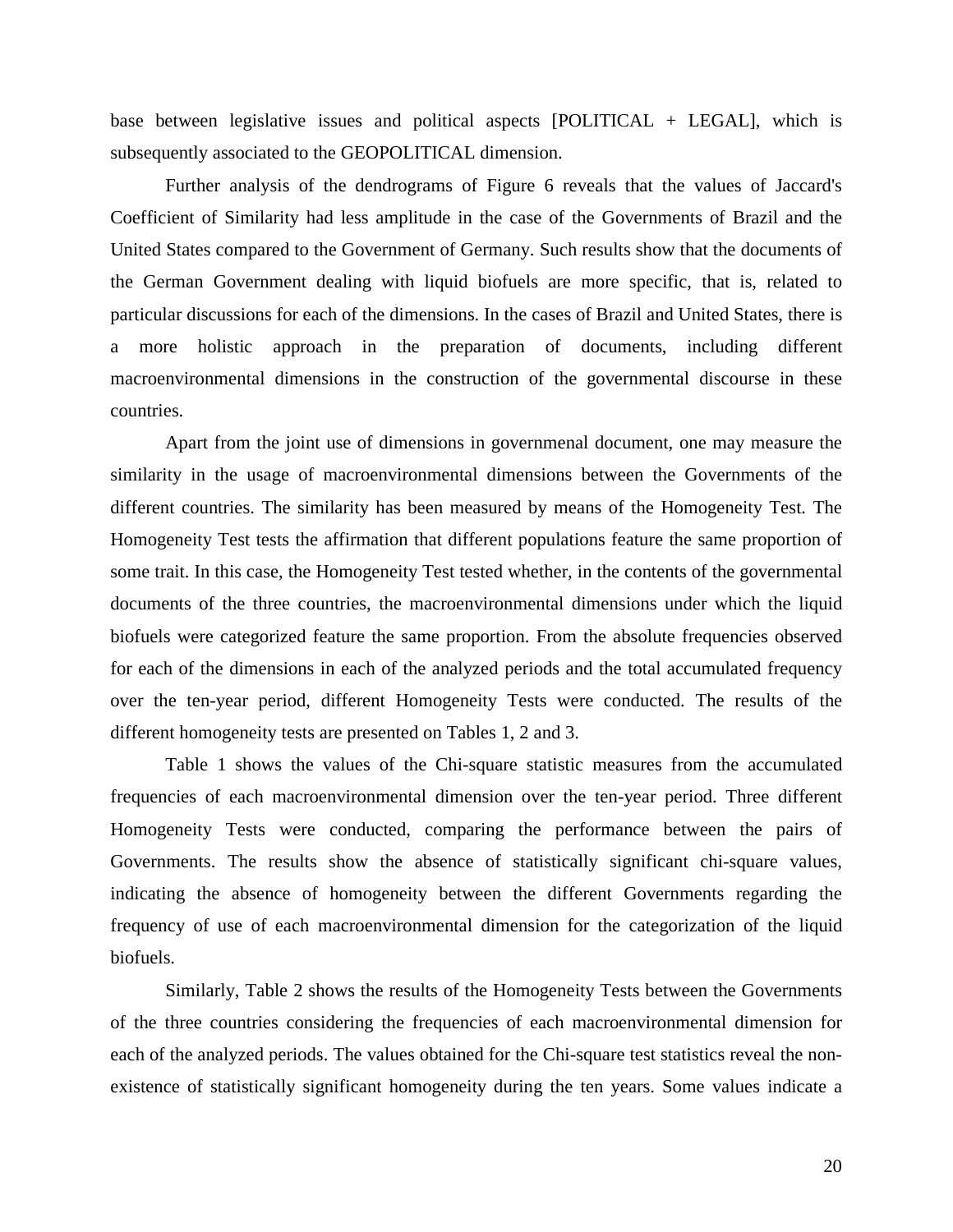base between legislative issues and political aspects [POLITICAL + LEGAL], which is subsequently associated to the GEOPOLITICAL dimension.

Further analysis of the dendrograms of Figure 6 reveals that the values of Jaccard's Coefficient of Similarity had less amplitude in the case of the Governments of Brazil and the United States compared to the Government of Germany. Such results show that the documents of the German Government dealing with liquid biofuels are more specific, that is, related to particular discussions for each of the dimensions. In the cases of Brazil and United States, there is a more holistic approach in the preparation of documents, including different macroenvironmental dimensions in the construction of the governmental discourse in these countries.

Apart from the joint use of dimensions in governmenal document, one may measure the similarity in the usage of macroenvironmental dimensions between the Governments of the different countries. The similarity has been measured by means of the Homogeneity Test. The Homogeneity Test tests the affirmation that different populations feature the same proportion of some trait. In this case, the Homogeneity Test tested whether, in the contents of the governmental documents of the three countries, the macroenvironmental dimensions under which the liquid biofuels were categorized feature the same proportion. From the absolute frequencies observed for each of the dimensions in each of the analyzed periods and the total accumulated frequency over the ten-year period, different Homogeneity Tests were conducted. The results of the different homogeneity tests are presented on Tables 1, 2 and 3.

Table 1 shows the values of the Chi-square statistic measures from the accumulated frequencies of each macroenvironmental dimension over the ten-year period. Three different Homogeneity Tests were conducted, comparing the performance between the pairs of Governments. The results show the absence of statistically significant chi-square values, indicating the absence of homogeneity between the different Governments regarding the frequency of use of each macroenvironmental dimension for the categorization of the liquid biofuels.

Similarly, Table 2 shows the results of the Homogeneity Tests between the Governments of the three countries considering the frequencies of each macroenvironmental dimension for each of the analyzed periods. The values obtained for the Chi-square test statistics reveal the non-existence of statistically significant homogeneity during the ten years. Some values indicate a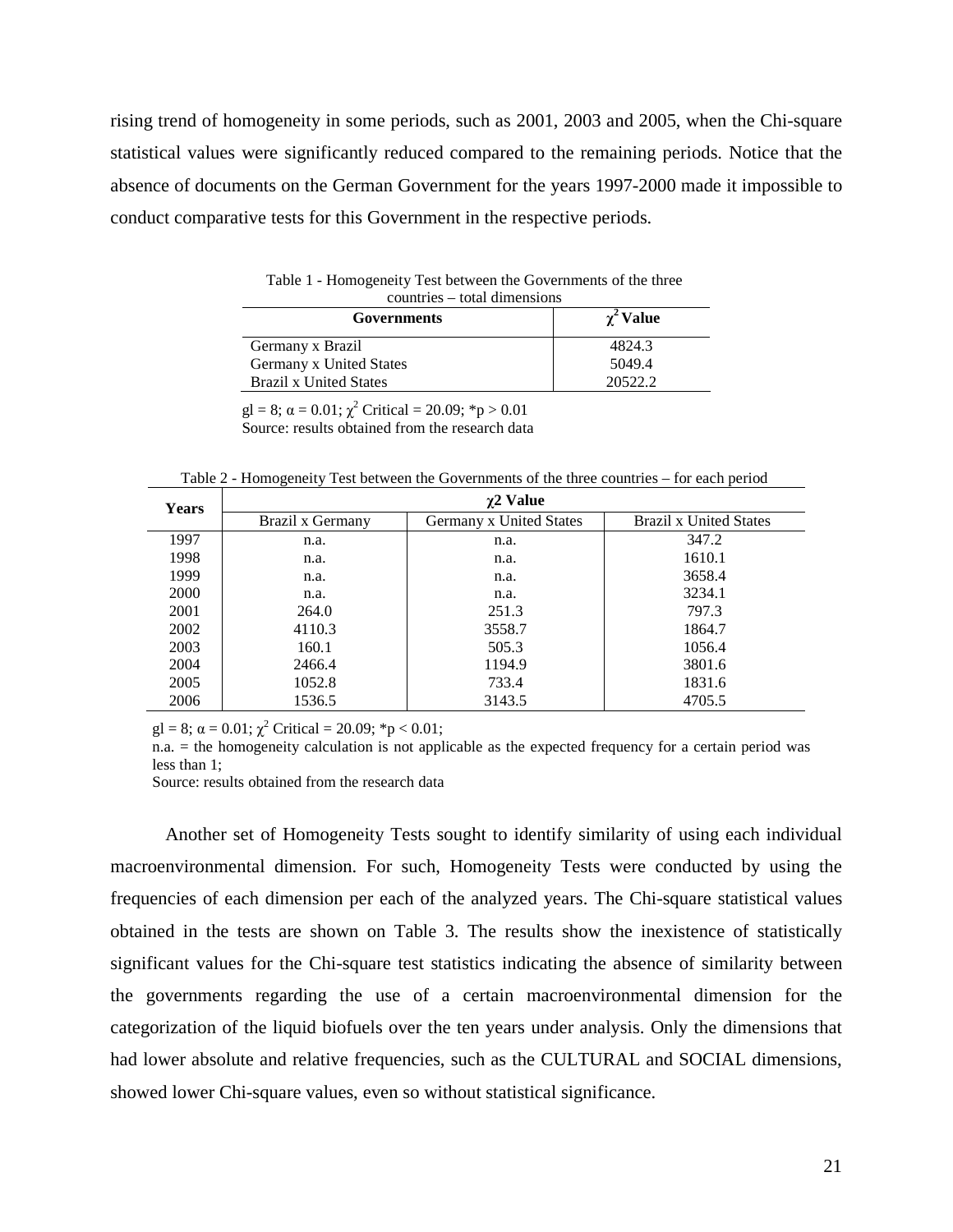rising trend of homogeneity in some periods, such as 2001, 2003 and 2005, when the Chi-square statistical values were significantly reduced compared to the remaining periods. Notice that the absence of documents on the German Government for the years 1997-2000 made it impossible to conduct comparative tests for this Government in the respective periods.

Table 1 - Homogeneity Test between the Governments of the three countries – total dimensions

| Governments | $\chi^2$ Value |
|---|---|
| Germany x Brazil | 4824.3 |
| Germany x United States | 5049.4 |
| Brazil x United States | 20522.2 |

gl = 8; $\alpha = 0.01$; $\chi^2$ Critical = 20.09; \*p > 0.01
Source: results obtained from the research data

Table 2 - Homogeneity Test between the Governments of the three countries – for each period

| Years | $\chi$2 Value | | |
|---|---|---|---|
| | Brazil x Germany | Germany x United States | Brazil x United States |
| 1997 | n.a. | n.a. | 347.2 |
| 1998 | n.a. | n.a. | 1610.1 |
| 1999 | n.a. | n.a. | 3658.4 |
| 2000 | n.a. | n.a. | 3234.1 |
| 2001 | 264.0 | 251.3 | 797.3 |
| 2002 | 4110.3 | 3558.7 | 1864.7 |
| 2003 | 160.1 | 505.3 | 1056.4 |
| 2004 | 2466.4 | 1194.9 | 3801.6 |
| 2005 | 1052.8 | 733.4 | 1831.6 |
| 2006 | 1536.5 | 3143.5 | 4705.5 |

gl = 8; $\alpha = 0.01$; $\chi^2$ Critical = 20.09; \*p < 0.01;
n.a. = the homogeneity calculation is not applicable as the expected frequency for a certain period was less than 1;
Source: results obtained from the research data

Another set of Homogeneity Tests sought to identify similarity of using each individual macroenvironmental dimension. For such, Homogeneity Tests were conducted by using the frequencies of each dimension per each of the analyzed years. The Chi-square statistical values obtained in the tests are shown on Table 3. The results show the inexistence of statistically significant values for the Chi-square test statistics indicating the absence of similarity between the governments regarding the use of a certain macroenvironmental dimension for the categorization of the liquid biofuels over the ten years under analysis. Only the dimensions that had lower absolute and relative frequencies, such as the CULTURAL and SOCIAL dimensions, showed lower Chi-square values, even so without statistical significance.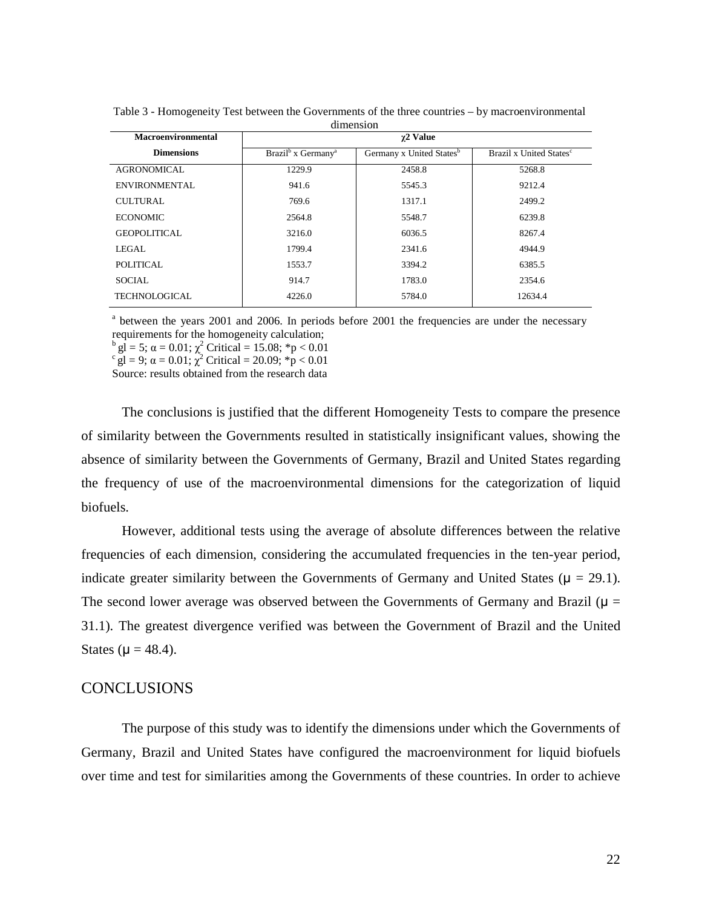Table 3 - Homogeneity Test between the Governments of the three countries – by macroenvironmental dimension

| Macroenvironmental Dimensions | $\chi 2$ Value | | |
|---|---|---|---|
| | Brazil[b] x Germany[a] | Germany x United States[b] | Brazil x United States[c] |
| AGRONOMICAL | 1229.9 | 2458.8 | 5268.8 |
| ENVIRONMENTAL | 941.6 | 5545.3 | 9212.4 |
| CULTURAL | 769.6 | 1317.1 | 2499.2 |
| ECONOMIC | 2564.8 | 5548.7 | 6239.8 |
| GEOPOLITICAL | 3216.0 | 6036.5 | 8267.4 |
| LEGAL | 1799.4 | 2341.6 | 4944.9 |
| POLITICAL | 1553.7 | 3394.2 | 6385.5 |
| SOCIAL | 914.7 | 1783.0 | 2354.6 |
| TECHNOLOGICAL | 4226.0 | 5784.0 | 12634.4 |

[a] between the years 2001 and 2006. In periods before 2001 the frequencies are under the necessary requirements for the homogeneity calculation;
[b] gl = 5; $\alpha = 0.01$; $\chi^2$ Critical = 15.08; $*p < 0.01$
[c] gl = 9; $\alpha = 0.01$; $\chi^2$ Critical = 20.09; $*p < 0.01$
Source: results obtained from the research data

The conclusions is justified that the different Homogeneity Tests to compare the presence of similarity between the Governments resulted in statistically insignificant values, showing the absence of similarity between the Governments of Germany, Brazil and United States regarding the frequency of use of the macroenvironmental dimensions for the categorization of liquid biofuels.

However, additional tests using the average of absolute differences between the relative frequencies of each dimension, considering the accumulated frequencies in the ten-year period, indicate greater similarity between the Governments of Germany and United States ($\mu = 29.1$). The second lower average was observed between the Governments of Germany and Brazil ($\mu = 31.1$). The greatest divergence verified was between the Government of Brazil and the United States ($\mu = 48.4$).

## CONCLUSIONS

The purpose of this study was to identify the dimensions under which the Governments of Germany, Brazil and United States have configured the macroenvironment for liquid biofuels over time and test for similarities among the Governments of these countries. In order to achieve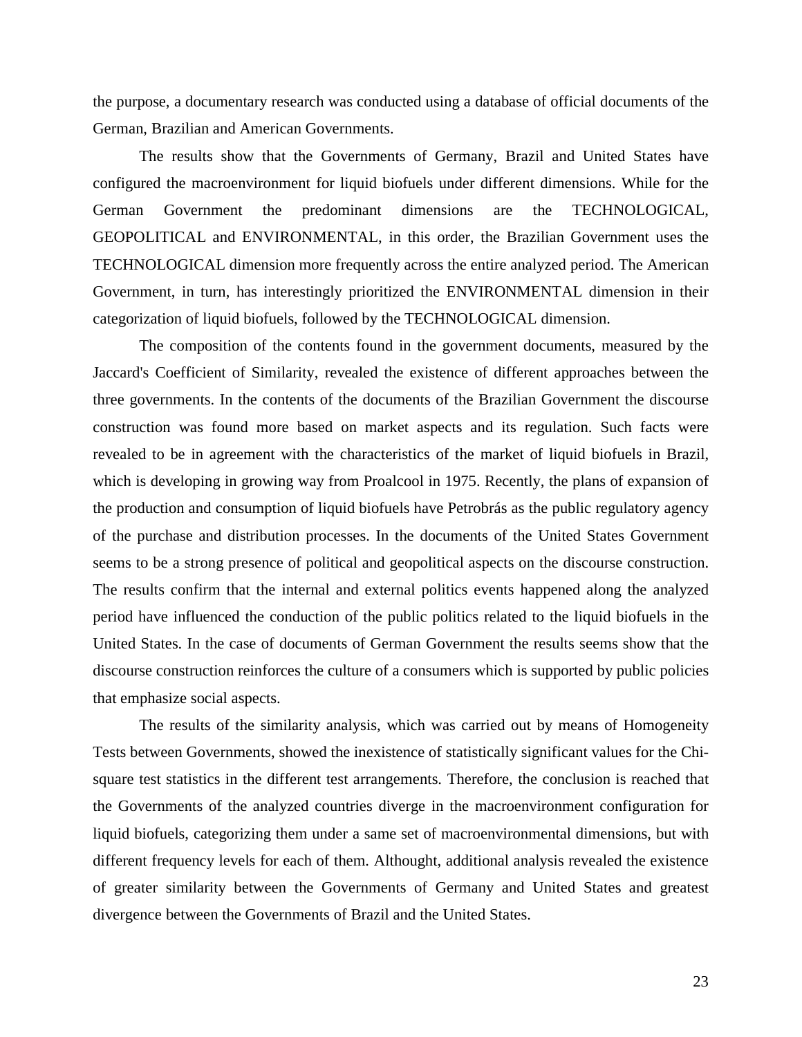the purpose, a documentary research was conducted using a database of official documents of the German, Brazilian and American Governments.

The results show that the Governments of Germany, Brazil and United States have configured the macroenvironment for liquid biofuels under different dimensions. While for the German Government the predominant dimensions are the TECHNOLOGICAL, GEOPOLITICAL and ENVIRONMENTAL, in this order, the Brazilian Government uses the TECHNOLOGICAL dimension more frequently across the entire analyzed period. The American Government, in turn, has interestingly prioritized the ENVIRONMENTAL dimension in their categorization of liquid biofuels, followed by the TECHNOLOGICAL dimension.

The composition of the contents found in the government documents, measured by the Jaccard's Coefficient of Similarity, revealed the existence of different approaches between the three governments. In the contents of the documents of the Brazilian Government the discourse construction was found more based on market aspects and its regulation. Such facts were revealed to be in agreement with the characteristics of the market of liquid biofuels in Brazil, which is developing in growing way from Proalcool in 1975. Recently, the plans of expansion of the production and consumption of liquid biofuels have Petrobrás as the public regulatory agency of the purchase and distribution processes. In the documents of the United States Government seems to be a strong presence of political and geopolitical aspects on the discourse construction. The results confirm that the internal and external politics events happened along the analyzed period have influenced the conduction of the public politics related to the liquid biofuels in the United States. In the case of documents of German Government the results seems show that the discourse construction reinforces the culture of a consumers which is supported by public policies that emphasize social aspects.

The results of the similarity analysis, which was carried out by means of Homogeneity Tests between Governments, showed the inexistence of statistically significant values for the Chi-square test statistics in the different test arrangements. Therefore, the conclusion is reached that the Governments of the analyzed countries diverge in the macroenvironment configuration for liquid biofuels, categorizing them under a same set of macroenvironmental dimensions, but with different frequency levels for each of them. Althought, additional analysis revealed the existence of greater similarity between the Governments of Germany and United States and greatest divergence between the Governments of Brazil and the United States.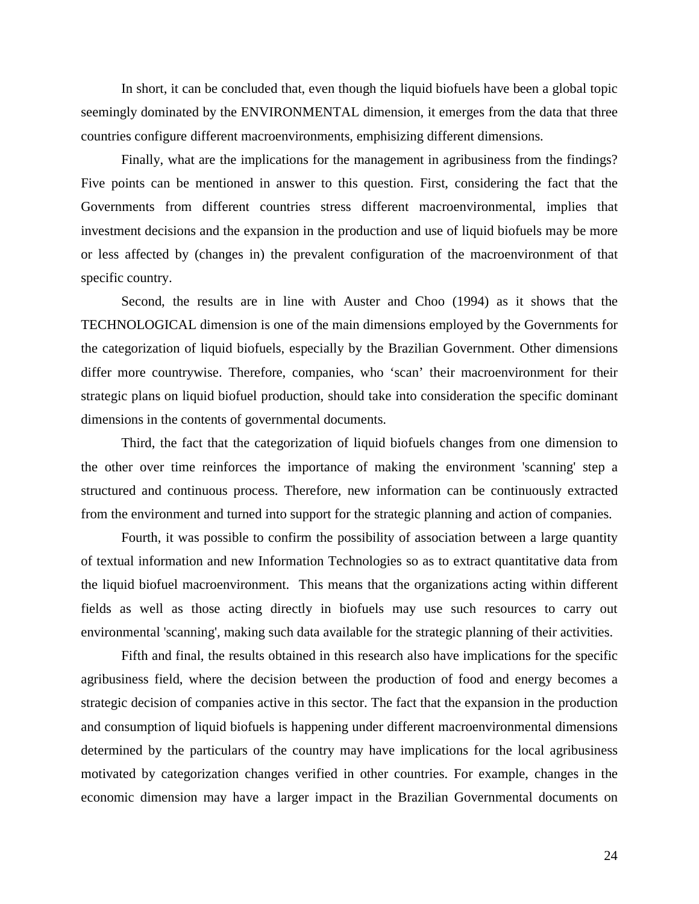In short, it can be concluded that, even though the liquid biofuels have been a global topic seemingly dominated by the ENVIRONMENTAL dimension, it emerges from the data that three countries configure different macroenvironments, emphisizing different dimensions.

Finally, what are the implications for the management in agribusiness from the findings? Five points can be mentioned in answer to this question. First, considering the fact that the Governments from different countries stress different macroenvironmental, implies that investment decisions and the expansion in the production and use of liquid biofuels may be more or less affected by (changes in) the prevalent configuration of the macroenvironment of that specific country.

Second, the results are in line with Auster and Choo (1994) as it shows that the TECHNOLOGICAL dimension is one of the main dimensions employed by the Governments for the categorization of liquid biofuels, especially by the Brazilian Government. Other dimensions differ more countrywise. Therefore, companies, who 'scan' their macroenvironment for their strategic plans on liquid biofuel production, should take into consideration the specific dominant dimensions in the contents of governmental documents.

Third, the fact that the categorization of liquid biofuels changes from one dimension to the other over time reinforces the importance of making the environment 'scanning' step a structured and continuous process. Therefore, new information can be continuously extracted from the environment and turned into support for the strategic planning and action of companies.

Fourth, it was possible to confirm the possibility of association between a large quantity of textual information and new Information Technologies so as to extract quantitative data from the liquid biofuel macroenvironment. This means that the organizations acting within different fields as well as those acting directly in biofuels may use such resources to carry out environmental 'scanning', making such data available for the strategic planning of their activities.

Fifth and final, the results obtained in this research also have implications for the specific agribusiness field, where the decision between the production of food and energy becomes a strategic decision of companies active in this sector. The fact that the expansion in the production and consumption of liquid biofuels is happening under different macroenvironmental dimensions determined by the particulars of the country may have implications for the local agribusiness motivated by categorization changes verified in other countries. For example, changes in the economic dimension may have a larger impact in the Brazilian Governmental documents on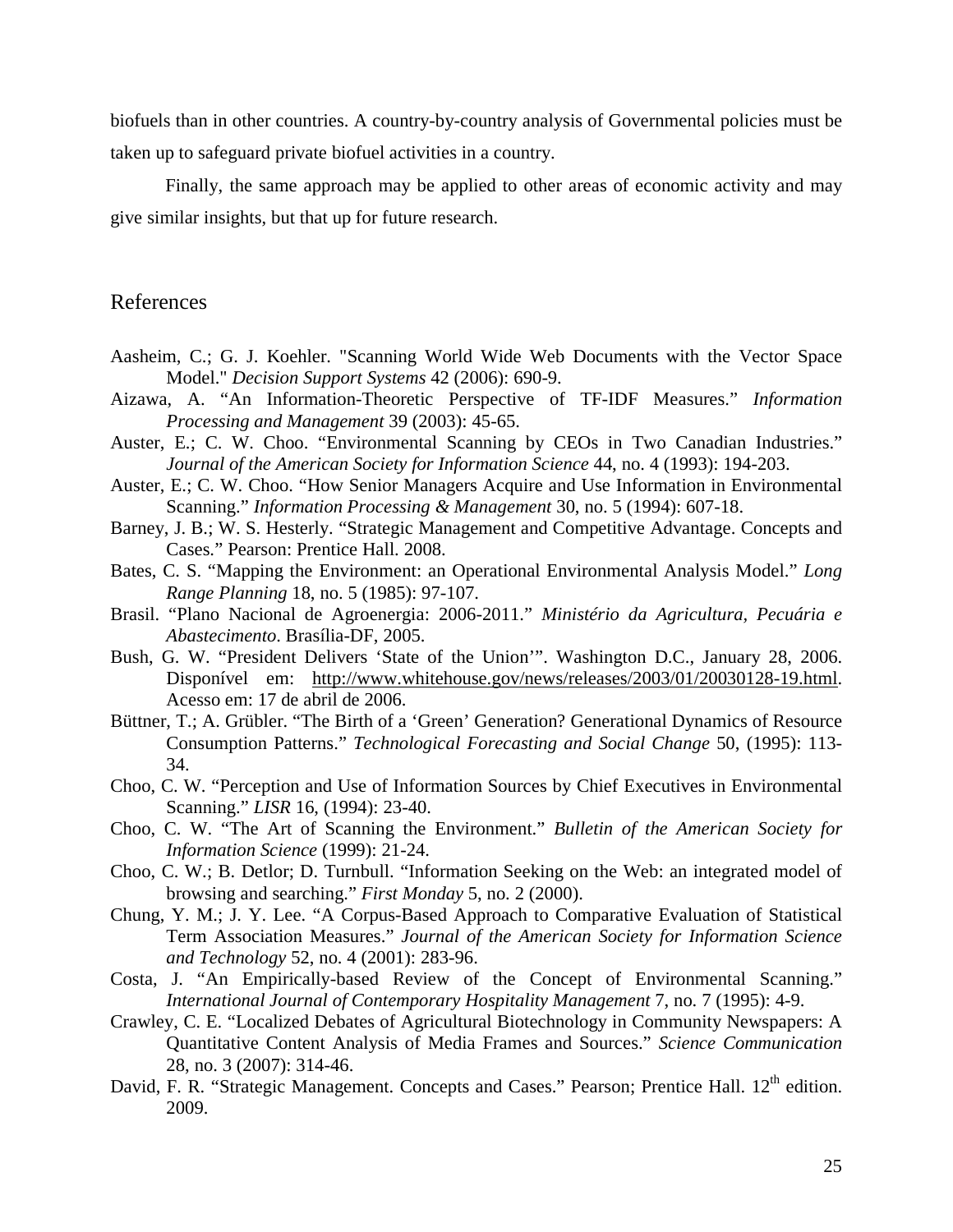biofuels than in other countries. A country-by-country analysis of Governmental policies must be taken up to safeguard private biofuel activities in a country.

Finally, the same approach may be applied to other areas of economic activity and may give similar insights, but that up for future research.

## References

Aasheim, C.; G. J. Koehler. "Scanning World Wide Web Documents with the Vector Space Model." *Decision Support Systems* 42 (2006): 690-9.

Aizawa, A. "An Information-Theoretic Perspective of TF-IDF Measures." *Information Processing and Management* 39 (2003): 45-65.

Auster, E.; C. W. Choo. "Environmental Scanning by CEOs in Two Canadian Industries." *Journal of the American Society for Information Science* 44, no. 4 (1993): 194-203.

Auster, E.; C. W. Choo. "How Senior Managers Acquire and Use Information in Environmental Scanning." *Information Processing & Management* 30, no. 5 (1994): 607-18.

Barney, J. B.; W. S. Hesterly. "Strategic Management and Competitive Advantage. Concepts and Cases." Pearson: Prentice Hall. 2008.

Bates, C. S. "Mapping the Environment: an Operational Environmental Analysis Model." *Long Range Planning* 18, no. 5 (1985): 97-107.

Brasil. "Plano Nacional de Agroenergia: 2006-2011." *Ministério da Agricultura, Pecuária e Abastecimento*. Brasília-DF, 2005.

Bush, G. W. "President Delivers 'State of the Union'". Washington D.C., January 28, 2006. Disponível em: http://www.whitehouse.gov/news/releases/2003/01/20030128-19.html. Acesso em: 17 de abril de 2006.

Büttner, T.; A. Grübler. "The Birth of a 'Green' Generation? Generational Dynamics of Resource Consumption Patterns." *Technological Forecasting and Social Change* 50, (1995): 113-34.

Choo, C. W. "Perception and Use of Information Sources by Chief Executives in Environmental Scanning." *LISR* 16, (1994): 23-40.

Choo, C. W. "The Art of Scanning the Environment." *Bulletin of the American Society for Information Science* (1999): 21-24.

Choo, C. W.; B. Detlor; D. Turnbull. "Information Seeking on the Web: an integrated model of browsing and searching." *First Monday* 5, no. 2 (2000).

Chung, Y. M.; J. Y. Lee. "A Corpus-Based Approach to Comparative Evaluation of Statistical Term Association Measures." *Journal of the American Society for Information Science and Technology* 52, no. 4 (2001): 283-96.

Costa, J. "An Empirically-based Review of the Concept of Environmental Scanning." *International Journal of Contemporary Hospitality Management* 7, no. 7 (1995): 4-9.

Crawley, C. E. "Localized Debates of Agricultural Biotechnology in Community Newspapers: A Quantitative Content Analysis of Media Frames and Sources." *Science Communication* 28, no. 3 (2007): 314-46.

David, F. R. "Strategic Management. Concepts and Cases." Pearson; Prentice Hall. 12th edition. 2009.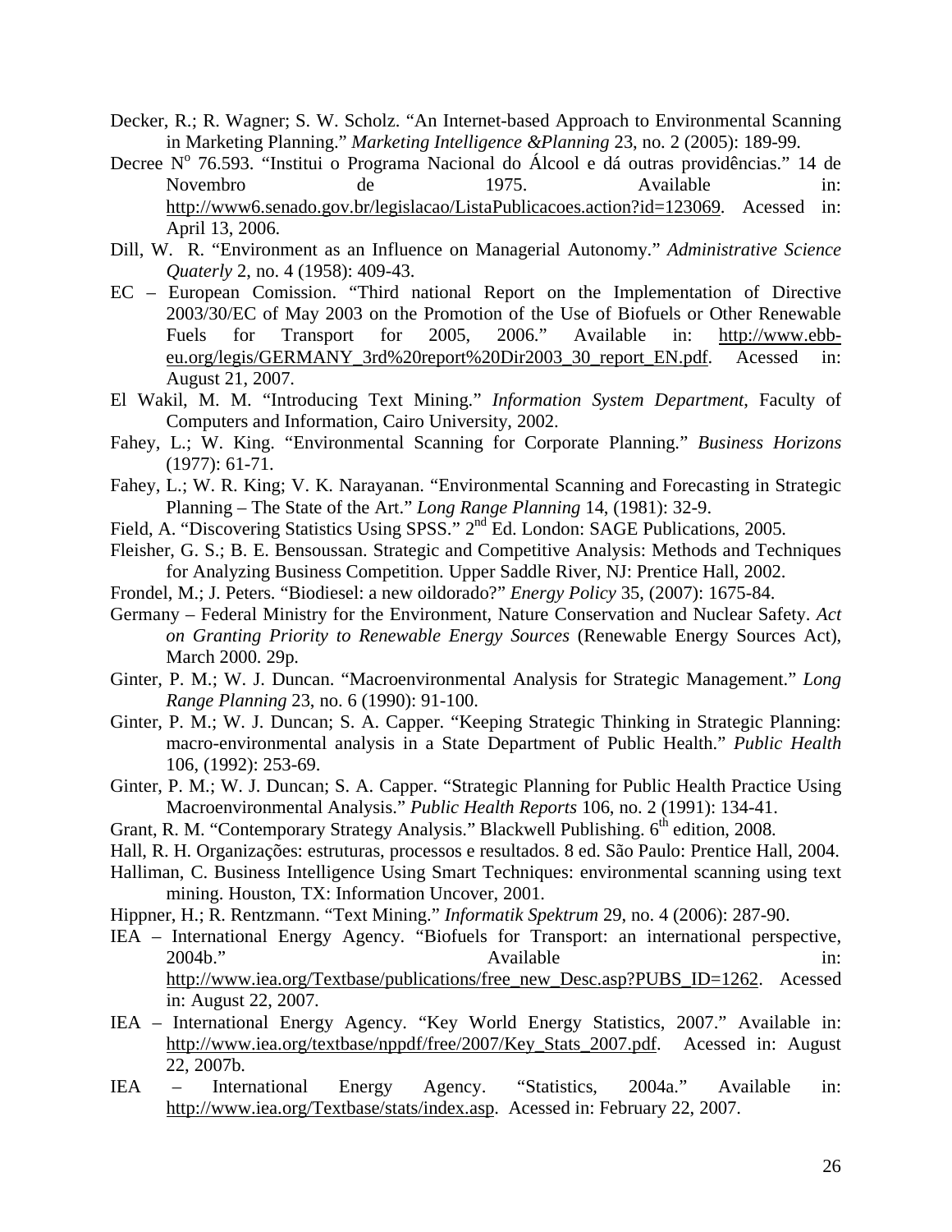Decker, R.; R. Wagner; S. W. Scholz. "An Internet-based Approach to Environmental Scanning in Marketing Planning." *Marketing Intelligence &Planning* 23, no. 2 (2005): 189-99.

Decree N° 76.593. "Institui o Programa Nacional do Álcool e dá outras providências." 14 de Novembro de 1975. Available in: http://www6.senado.gov.br/legislacao/ListaPublicacoes.action?id=123069. Acessed in: April 13, 2006.

Dill, W. R. "Environment as an Influence on Managerial Autonomy." *Administrative Science Quaterly* 2, no. 4 (1958): 409-43.

EC – European Comission. "Third national Report on the Implementation of Directive 2003/30/EC of May 2003 on the Promotion of the Use of Biofuels or Other Renewable Fuels for Transport for 2005, 2006." Available in: http://www.ebb-eu.org/legis/GERMANY_3rd%20report%20Dir2003_30_report_EN.pdf. Acessed in: August 21, 2007.

El Wakil, M. M. "Introducing Text Mining." *Information System Department*, Faculty of Computers and Information, Cairo University, 2002.

Fahey, L.; W. King. "Environmental Scanning for Corporate Planning." *Business Horizons* (1977): 61-71.

Fahey, L.; W. R. King; V. K. Narayanan. "Environmental Scanning and Forecasting in Strategic Planning – The State of the Art." *Long Range Planning* 14, (1981): 32-9.

Field, A. "Discovering Statistics Using SPSS." 2nd Ed. London: SAGE Publications, 2005.

Fleisher, G. S.; B. E. Bensoussan. Strategic and Competitive Analysis: Methods and Techniques for Analyzing Business Competition. Upper Saddle River, NJ: Prentice Hall, 2002.

Frondel, M.; J. Peters. "Biodiesel: a new oildorado?" *Energy Policy* 35, (2007): 1675-84.

Germany – Federal Ministry for the Environment, Nature Conservation and Nuclear Safety. *Act on Granting Priority to Renewable Energy Sources* (Renewable Energy Sources Act), March 2000. 29p.

Ginter, P. M.; W. J. Duncan. "Macroenvironmental Analysis for Strategic Management." *Long Range Planning* 23, no. 6 (1990): 91-100.

Ginter, P. M.; W. J. Duncan; S. A. Capper. "Keeping Strategic Thinking in Strategic Planning: macro-environmental analysis in a State Department of Public Health." *Public Health* 106, (1992): 253-69.

Ginter, P. M.; W. J. Duncan; S. A. Capper. "Strategic Planning for Public Health Practice Using Macroenvironmental Analysis." *Public Health Reports* 106, no. 2 (1991): 134-41.

Grant, R. M. "Contemporary Strategy Analysis." Blackwell Publishing. 6th edition, 2008.

Hall, R. H. Organizações: estruturas, processos e resultados. 8 ed. São Paulo: Prentice Hall, 2004.

Halliman, C. Business Intelligence Using Smart Techniques: environmental scanning using text mining. Houston, TX: Information Uncover, 2001.

Hippner, H.; R. Rentzmann. "Text Mining." *Informatik Spektrum* 29, no. 4 (2006): 287-90.

IEA – International Energy Agency. "Biofuels for Transport: an international perspective, 2004b." Available in: http://www.iea.org/Textbase/publications/free_new_Desc.asp?PUBS_ID=1262. Acessed in: August 22, 2007.

IEA – International Energy Agency. "Key World Energy Statistics, 2007." Available in: http://www.iea.org/textbase/nppdf/free/2007/Key_Stats_2007.pdf. Acessed in: August 22, 2007b.

IEA – International Energy Agency. "Statistics, 2004a." Available in: http://www.iea.org/Textbase/stats/index.asp. Acessed in: February 22, 2007.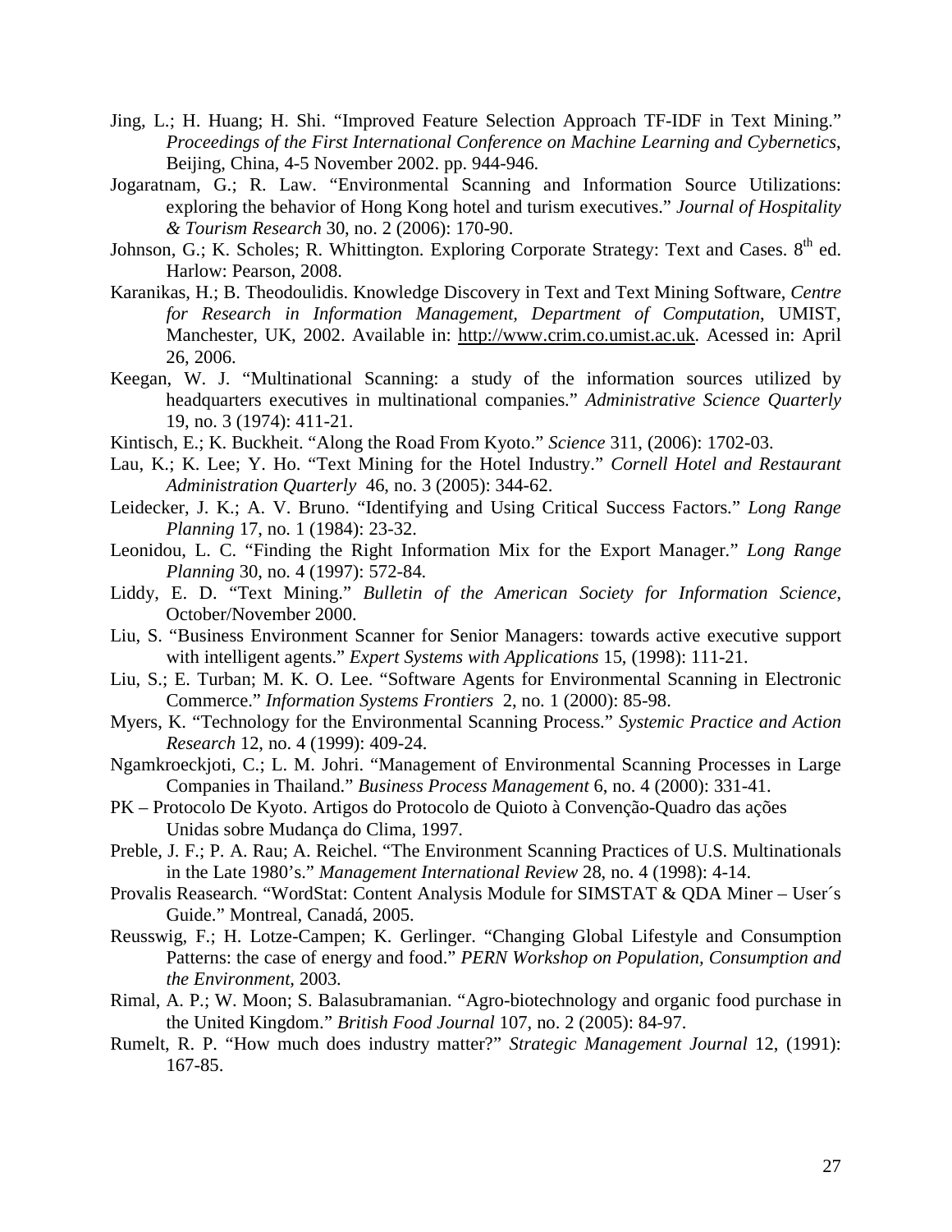Jing, L.; H. Huang; H. Shi. "Improved Feature Selection Approach TF-IDF in Text Mining." *Proceedings of the First International Conference on Machine Learning and Cybernetics*, Beijing, China, 4-5 November 2002. pp. 944-946.

Jogaratnam, G.; R. Law. "Environmental Scanning and Information Source Utilizations: exploring the behavior of Hong Kong hotel and turism executives." *Journal of Hospitality & Tourism Research* 30, no. 2 (2006): 170-90.

Johnson, G.; K. Scholes; R. Whittington. Exploring Corporate Strategy: Text and Cases. 8th ed. Harlow: Pearson, 2008.

Karanikas, H.; B. Theodoulidis. Knowledge Discovery in Text and Text Mining Software, *Centre for Research in Information Management, Department of Computation*, UMIST, Manchester, UK, 2002. Available in: http://www.crim.co.umist.ac.uk. Acessed in: April 26, 2006.

Keegan, W. J. "Multinational Scanning: a study of the information sources utilized by headquarters executives in multinational companies." *Administrative Science Quarterly* 19, no. 3 (1974): 411-21.

Kintisch, E.; K. Buckheit. "Along the Road From Kyoto." *Science* 311, (2006): 1702-03.

Lau, K.; K. Lee; Y. Ho. "Text Mining for the Hotel Industry." *Cornell Hotel and Restaurant Administration Quarterly* 46, no. 3 (2005): 344-62.

Leidecker, J. K.; A. V. Bruno. "Identifying and Using Critical Success Factors." *Long Range Planning* 17, no. 1 (1984): 23-32.

Leonidou, L. C. "Finding the Right Information Mix for the Export Manager." *Long Range Planning* 30, no. 4 (1997): 572-84.

Liddy, E. D. "Text Mining." *Bulletin of the American Society for Information Science*, October/November 2000.

Liu, S. "Business Environment Scanner for Senior Managers: towards active executive support with intelligent agents." *Expert Systems with Applications* 15, (1998): 111-21.

Liu, S.; E. Turban; M. K. O. Lee. "Software Agents for Environmental Scanning in Electronic Commerce." *Information Systems Frontiers* 2, no. 1 (2000): 85-98.

Myers, K. "Technology for the Environmental Scanning Process." *Systemic Practice and Action Research* 12, no. 4 (1999): 409-24.

Ngamkroeckjoti, C.; L. M. Johri. "Management of Environmental Scanning Processes in Large Companies in Thailand." *Business Process Management* 6, no. 4 (2000): 331-41.

PK – Protocolo De Kyoto. Artigos do Protocolo de Quioto à Convenção-Quadro das ações Unidas sobre Mudança do Clima, 1997.

Preble, J. F.; P. A. Rau; A. Reichel. "The Environment Scanning Practices of U.S. Multinationals in the Late 1980's." *Management International Review* 28, no. 4 (1998): 4-14.

Provalis Reasearch. "WordStat: Content Analysis Module for SIMSTAT & QDA Miner – User´s Guide." Montreal, Canadá, 2005.

Reusswig, F.; H. Lotze-Campen; K. Gerlinger. "Changing Global Lifestyle and Consumption Patterns: the case of energy and food." *PERN Workshop on Population, Consumption and the Environment,* 2003.

Rimal, A. P.; W. Moon; S. Balasubramanian. "Agro-biotechnology and organic food purchase in the United Kingdom." *British Food Journal* 107, no. 2 (2005): 84-97.

Rumelt, R. P. "How much does industry matter?" *Strategic Management Journal* 12, (1991): 167-85.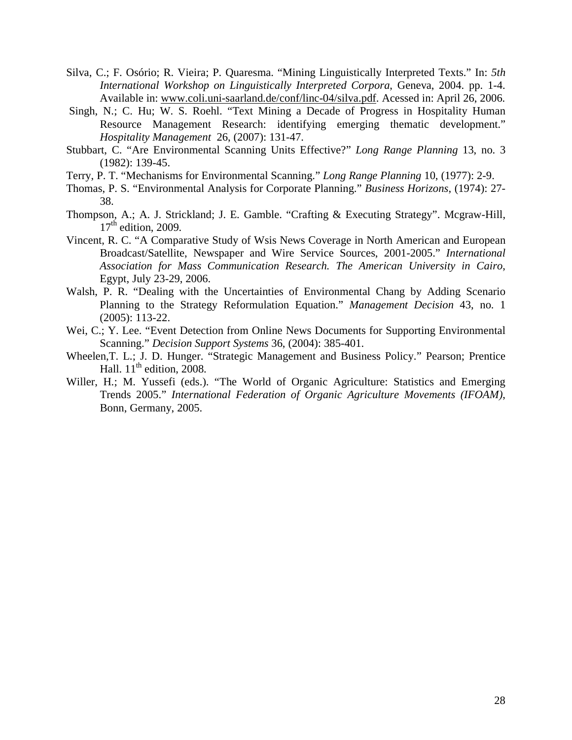Silva, C.; F. Osório; R. Vieira; P. Quaresma. "Mining Linguistically Interpreted Texts." In: *5th International Workshop on Linguistically Interpreted Corpora*, Geneva, 2004. pp. 1-4. Available in: www.coli.uni-saarland.de/conf/linc-04/silva.pdf. Acessed in: April 26, 2006.

Singh, N.; C. Hu; W. S. Roehl. "Text Mining a Decade of Progress in Hospitality Human Resource Management Research: identifying emerging thematic development." *Hospitality Management* 26, (2007): 131-47.

Stubbart, C. "Are Environmental Scanning Units Effective?" *Long Range Planning* 13, no. 3 (1982): 139-45.

Terry, P. T. "Mechanisms for Environmental Scanning." *Long Range Planning* 10, (1977): 2-9.

Thomas, P. S. "Environmental Analysis for Corporate Planning." *Business Horizons*, (1974): 27-38.

Thompson, A.; A. J. Strickland; J. E. Gamble. "Crafting & Executing Strategy". Mcgraw-Hill, 17th edition, 2009.

Vincent, R. C. "A Comparative Study of Wsis News Coverage in North American and European Broadcast/Satellite, Newspaper and Wire Service Sources, 2001-2005." *International Association for Mass Communication Research. The American University in Cairo*, Egypt, July 23-29, 2006.

Walsh, P. R. "Dealing with the Uncertainties of Environmental Chang by Adding Scenario Planning to the Strategy Reformulation Equation." *Management Decision* 43, no. 1 (2005): 113-22.

Wei, C.; Y. Lee. "Event Detection from Online News Documents for Supporting Environmental Scanning." *Decision Support Systems* 36, (2004): 385-401.

Wheelen,T. L.; J. D. Hunger. "Strategic Management and Business Policy." Pearson; Prentice Hall. 11th edition, 2008.

Willer, H.; M. Yussefi (eds.). "The World of Organic Agriculture: Statistics and Emerging Trends 2005." *International Federation of Organic Agriculture Movements (IFOAM)*, Bonn, Germany, 2005.